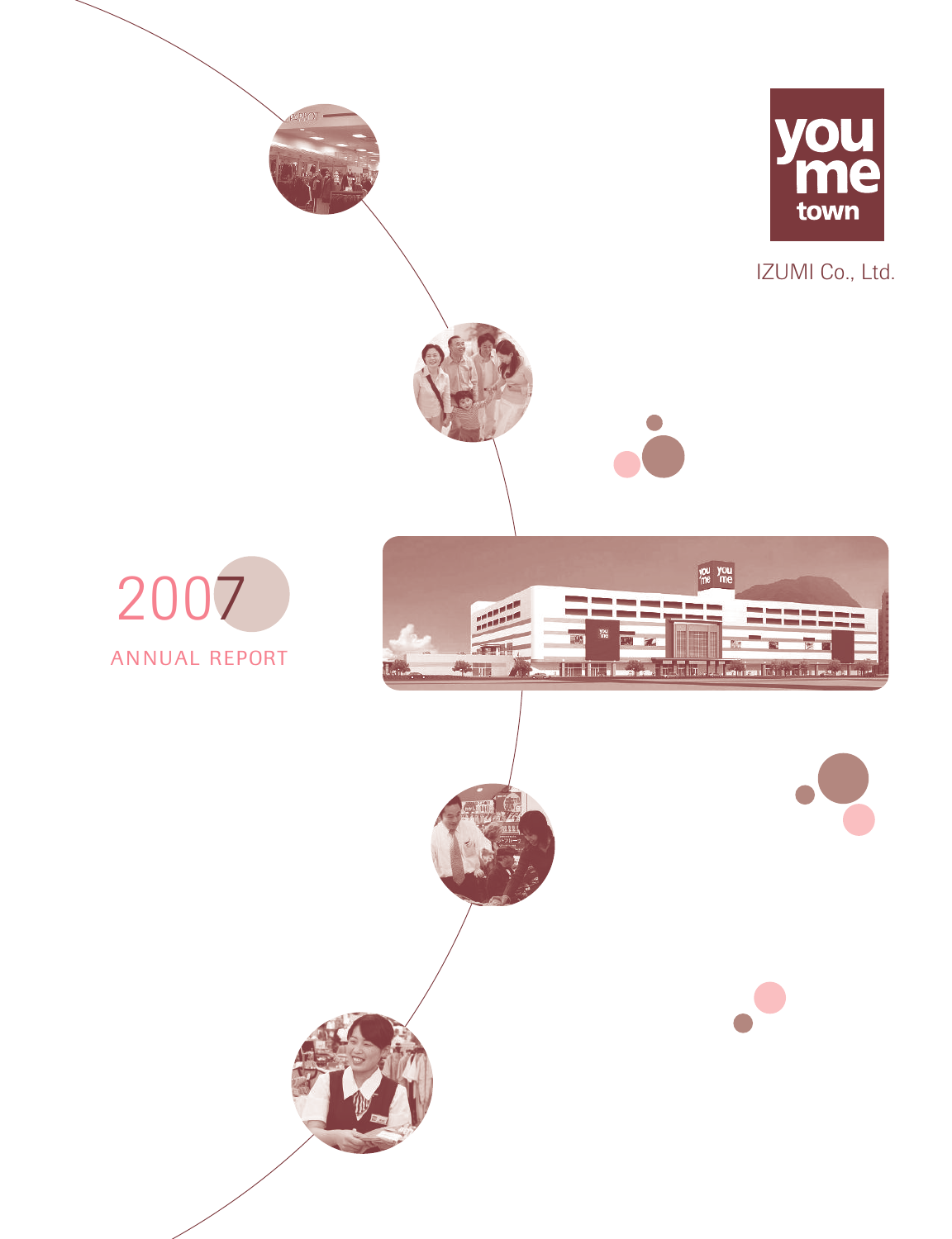you me town

IZUMI Co., Ltd.

# 2007

## ANNUAL REPORT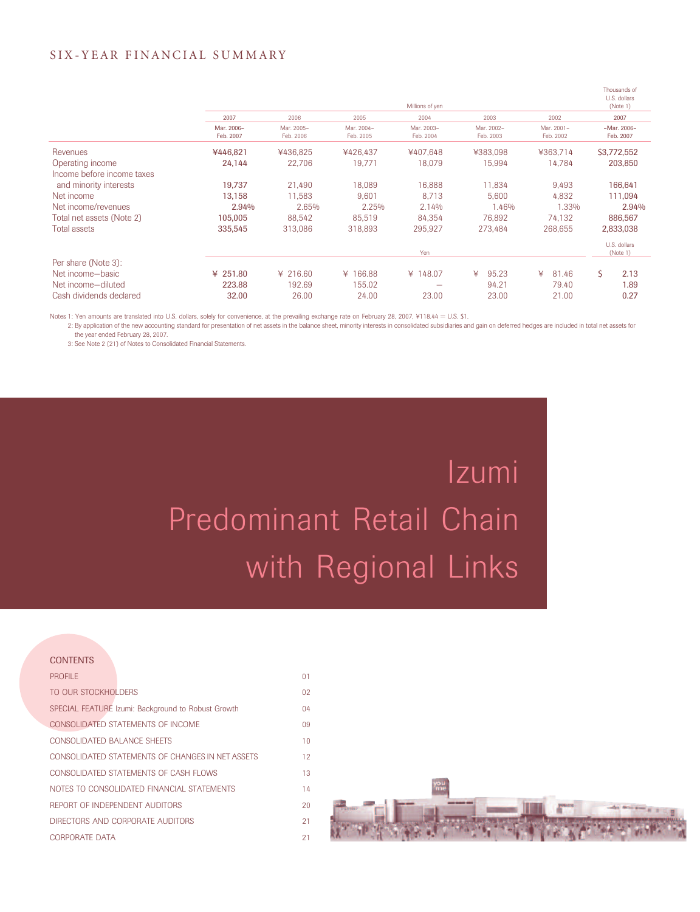# SIX-YEAR FINANCIAL SUMMARY

| | Millions of yen | | | | | | Thousands of U.S. dollars (Note 1) |
|---|---|---|---|---|---|---|---|
| | 2007 | 2006 | 2005 | 2004 | 2003 | 2002 | 2007 |
| | Mar. 2006– Feb. 2007 | Mar. 2005– Feb. 2006 | Mar. 2004– Feb. 2005 | Mar. 2003– Feb. 2004 | Mar. 2002– Feb. 2003 | Mar. 2001– Feb. 2002 | –Mar. 2006– Feb. 2007 |
| Revenues | ¥446,821 | ¥436,825 | ¥426,437 | ¥407,648 | ¥383,098 | ¥363,714 | $3,772,552 |
| Operating income | 24,144 | 22,706 | 19,771 | 18,079 | 15,994 | 14,784 | 203,850 |
| Income before income taxes and minority interests | 19,737 | 21,490 | 18,089 | 16,888 | 11,834 | 9,493 | 166,641 |
| Net income | 13,158 | 11,583 | 9,601 | 8,713 | 5,600 | 4,832 | 111,094 |
| Net income/revenues | 2.94% | 2.65% | 2.25% | 2.14% | 1.46% | 1.33% | 2.94% |
| Total net assets (Note 2) | 105,005 | 88,542 | 85,519 | 84,354 | 76,892 | 74,132 | 886,567 |
| Total assets | 335,545 | 313,086 | 318,893 | 295,927 | 273,484 | 268,655 | 2,833,038 |
| | Yen | | | | | | U.S. dollars (Note 1) |
| Per share (Note 3): | | | | | | | |
| Net income—basic | ¥ 251.80 | ¥ 216.60 | ¥ 166.88 | ¥ 148.07 | ¥ 95.23 | ¥ 81.46 | $ 2.13 |
| Net income—diluted | 223.88 | 192.69 | 155.02 | — | 94.21 | 79.40 | 1.89 |
| Cash dividends declared | 32.00 | 26.00 | 24.00 | 23.00 | 23.00 | 21.00 | 0.27 |

Notes 1: Yen amounts are translated into U.S. dollars, solely for convenience, at the prevailing exchange rate on February 28, 2007, ¥118.44 = U.S. $1.

2: By application of the new accounting standard for presentation of net assets in the balance sheet, minority interests in consolidated subsidiaries and gain on deferred hedges are included in total net assets for the year ended February 28, 2007.

3: See Note 2 (21) of Notes to Consolidated Financial Statements.

# Izumi
# Predominant Retail Chain with Regional Links

## CONTENTS

| | |
|---|---|
| PROFILE | 01 |
| TO OUR STOCKHOLDERS | 02 |
| SPECIAL FEATURE Izumi: Background to Robust Growth | 04 |
| CONSOLIDATED STATEMENTS OF INCOME | 09 |
| CONSOLIDATED BALANCE SHEETS | 10 |
| CONSOLIDATED STATEMENTS OF CHANGES IN NET ASSETS | 12 |
| CONSOLIDATED STATEMENTS OF CASH FLOWS | 13 |
| NOTES TO CONSOLIDATED FINANCIAL STATEMENTS | 14 |
| REPORT OF INDEPENDENT AUDITORS | 20 |
| DIRECTORS AND CORPORATE AUDITORS | 21 |
| CORPORATE DATA | 21 |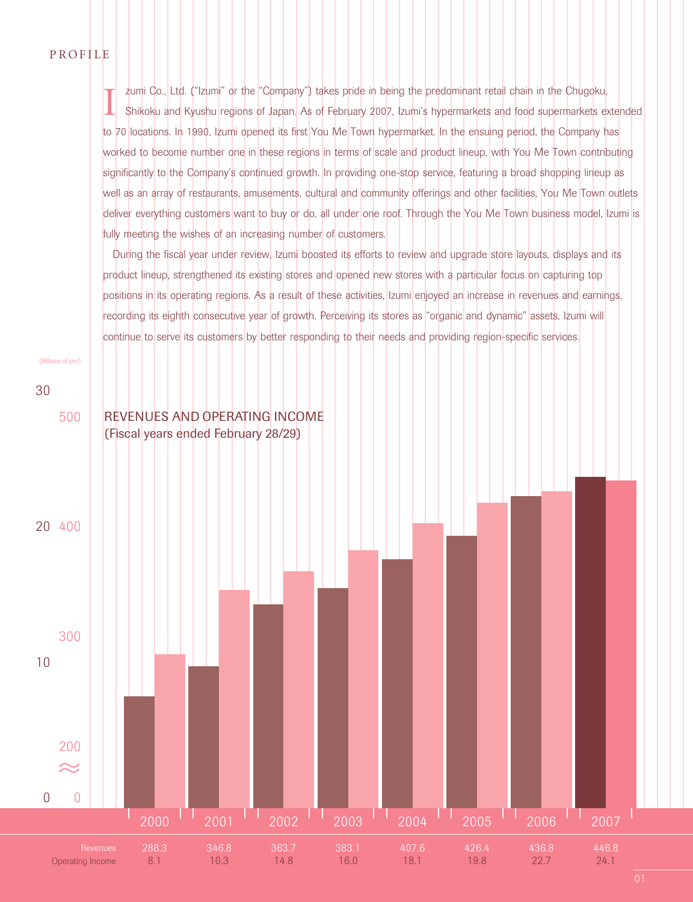# PROFILE

Izumi Co., Ltd. ("Izumi" or the "Company") takes pride in being the predominant retail chain in the Chugoku, Shikoku and Kyushu regions of Japan. As of February 2007, Izumi's hypermarkets and food supermarkets extended to 70 locations. In 1990, Izumi opened its first You Me Town hypermarket. In the ensuing period, the Company has worked to become number one in these regions in terms of scale and product lineup, with You Me Town contributing significantly to the Company's continued growth. In providing one-stop service, featuring a broad shopping lineup as well as an array of restaurants, amusements, cultural and community offerings and other facilities, You Me Town outlets deliver everything customers want to buy or do, all under one roof. Through the You Me Town business model, Izumi is fully meeting the wishes of an increasing number of customers.

During the fiscal year under review, Izumi boosted its efforts to review and upgrade store layouts, displays and its product lineup, strengthened its existing stores and opened new stores with a particular focus on capturing top positions in its operating regions. As a result of these activities, Izumi enjoyed an increase in revenues and earnings, recording its eighth consecutive year of growth. Perceiving its stores as "organic and dynamic" assets, Izumi will continue to serve its customers by better responding to their needs and providing region-specific services.

## REVENUES AND OPERATING INCOME
(Fiscal years ended February 28/29)

(Billions of yen)

| | 2000 | 2001 | 2002 | 2003 | 2004 | 2005 | 2006 | 2007 |
|---|---|---|---|---|---|---|---|---|
| Revenues | 288.3 | 346.8 | 363.7 | 383.1 | 407.6 | 426.4 | 436.8 | 446.8 |
| Operating Income | 8.1 | 10.3 | 14.8 | 16.0 | 18.1 | 19.8 | 22.7 | 24.1 |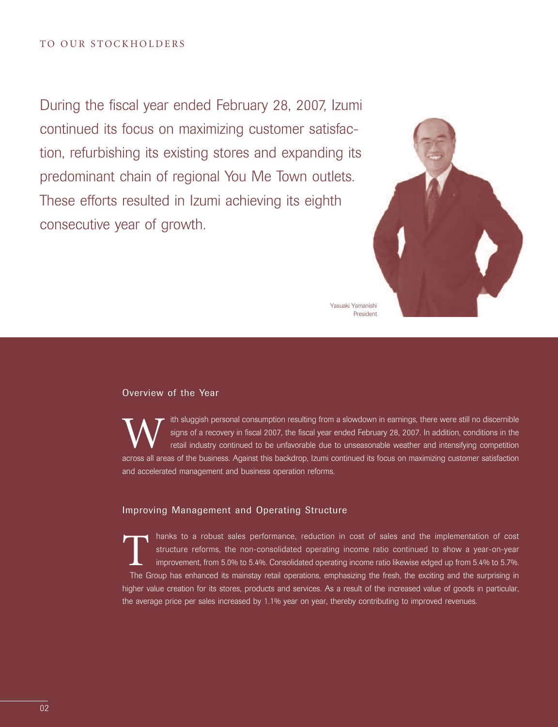# TO OUR STOCKHOLDERS

During the fiscal year ended February 28, 2007, Izumi continued its focus on maximizing customer satisfaction, refurbishing its existing stores and expanding its predominant chain of regional You Me Town outlets. These efforts resulted in Izumi achieving its eighth consecutive year of growth.

Yasuaki Yamanishi
President

## Overview of the Year

With sluggish personal consumption resulting from a slowdown in earnings, there were still no discernible signs of a recovery in fiscal 2007, the fiscal year ended February 28, 2007. In addition, conditions in the retail industry continued to be unfavorable due to unseasonable weather and intensifying competition across all areas of the business. Against this backdrop, Izumi continued its focus on maximizing customer satisfaction and accelerated management and business operation reforms.

## Improving Management and Operating Structure

Thanks to a robust sales performance, reduction in cost of sales and the implementation of cost structure reforms, the non-consolidated operating income ratio continued to show a year-on-year improvement, from 5.0% to 5.4%. Consolidated operating income ratio likewise edged up from 5.4% to 5.7%.

The Group has enhanced its mainstay retail operations, emphasizing the fresh, the exciting and the surprising in higher value creation for its stores, products and services. As a result of the increased value of goods in particular, the average price per sales increased by 1.1% year on year, thereby contributing to improved revenues.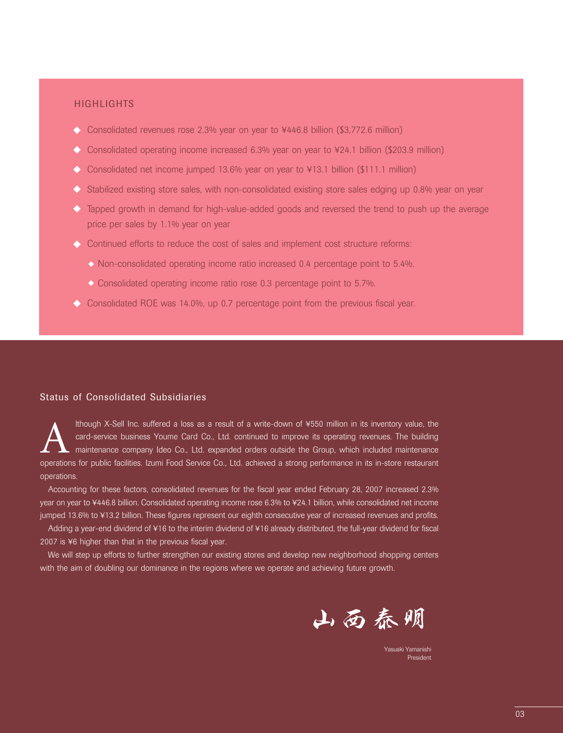## HIGHLIGHTS

- Consolidated revenues rose 2.3% year on year to ¥446.8 billion ($3,772.6 million)
- Consolidated operating income increased 6.3% year on year to ¥24.1 billion ($203.9 million)
- Consolidated net income jumped 13.6% year on year to ¥13.1 billion ($111.1 million)
- Stabilized existing store sales, with non-consolidated existing store sales edging up 0.8% year on year
- Tapped growth in demand for high-value-added goods and reversed the trend to push up the average price per sales by 1.1% year on year
- Continued efforts to reduce the cost of sales and implement cost structure reforms:
  - Non-consolidated operating income ratio increased 0.4 percentage point to 5.4%.
  - Consolidated operating income ratio rose 0.3 percentage point to 5.7%.
- Consolidated ROE was 14.0%, up 0.7 percentage point from the previous fiscal year.

## Status of Consolidated Subsidiaries

Although X-Sell Inc. suffered a loss as a result of a write-down of ¥550 million in its inventory value, the card-service business Youme Card Co., Ltd. continued to improve its operating revenues. The building maintenance company Ideo Co., Ltd. expanded orders outside the Group, which included maintenance operations for public facilities. Izumi Food Service Co., Ltd. achieved a strong performance in its in-store restaurant operations.

Accounting for these factors, consolidated revenues for the fiscal year ended February 28, 2007 increased 2.3% year on year to ¥446.8 billion. Consolidated operating income rose 6.3% to ¥24.1 billion, while consolidated net income jumped 13.6% to ¥13.2 billion. These figures represent our eighth consecutive year of increased revenues and profits.

Adding a year-end dividend of ¥16 to the interim dividend of ¥16 already distributed, the full-year dividend for fiscal 2007 is ¥6 higher than that in the previous fiscal year.

We will step up efforts to further strengthen our existing stores and develop new neighborhood shopping centers with the aim of doubling our dominance in the regions where we operate and achieving future growth.

山西泰明

Yasuaki Yamanishi
President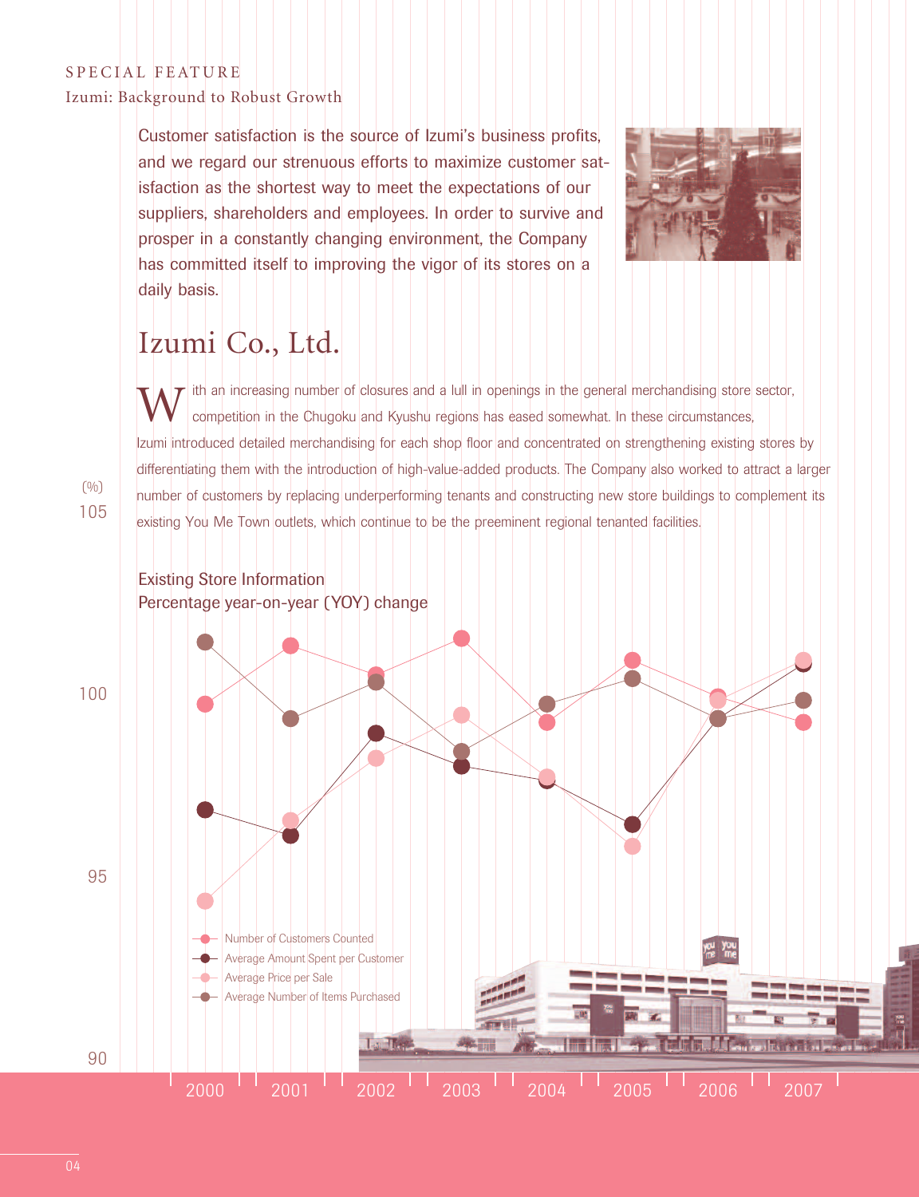SPECIAL FEATURE
Izumi: Background to Robust Growth

Customer satisfaction is the source of Izumi's business profits, and we regard our strenuous efforts to maximize customer satisfaction as the shortest way to meet the expectations of our suppliers, shareholders and employees. In order to survive and prosper in a constantly changing environment, the Company has committed itself to improving the vigor of its stores on a daily basis.

# Izumi Co., Ltd.

With an increasing number of closures and a lull in openings in the general merchandising store sector, competition in the Chugoku and Kyushu regions has eased somewhat. In these circumstances, Izumi introduced detailed merchandising for each shop floor and concentrated on strengthening existing stores by differentiating them with the introduction of high-value-added products. The Company also worked to attract a larger number of customers by replacing underperforming tenants and constructing new store buildings to complement its existing You Me Town outlets, which continue to be the preeminent regional tenanted facilities.

**Existing Store Information**
Percentage year-on-year (YOY) change

(%)

- Number of Customers Counted
- Average Amount Spent per Customer
- Average Price per Sale
- Average Number of Items Purchased

Years: 2000, 2001, 2002, 2003, 2004, 2005, 2006, 2007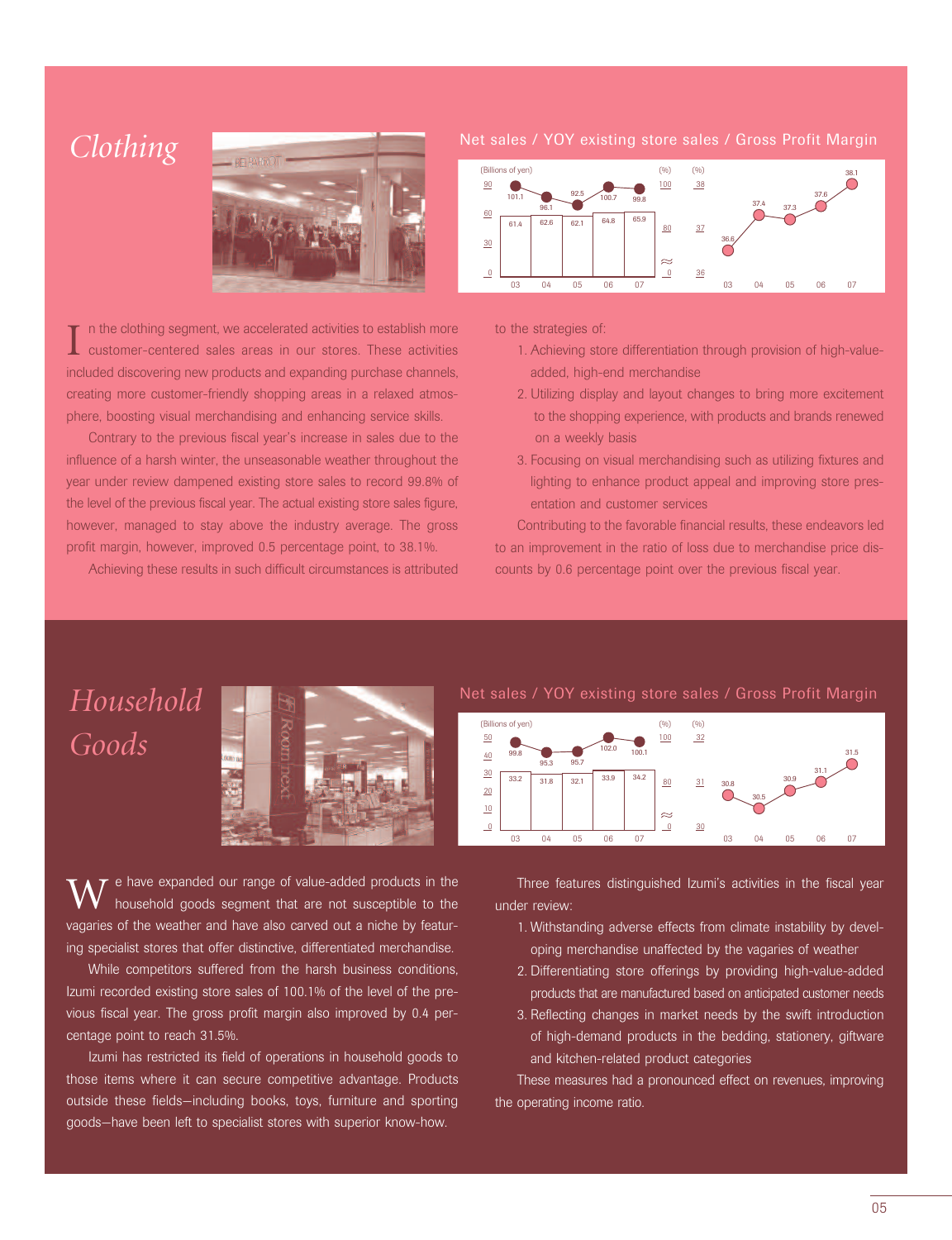## *Clothing*

### Net sales / YOY existing store sales / Gross Profit Margin

| | 03 | 04 | 05 | 06 | 07 |
|---|---|---|---|---|---|
| Net sales (Billions of yen) | 61.4 | 62.6 | 62.1 | 64.8 | 65.9 |
| YOY existing store sales (%) | 101.1 | 96.1 | 92.5 | 100.7 | 99.8 |
| Gross Profit Margin (%) | 36.6 | 37.4 | 37.3 | 37.6 | 38.1 |

In the clothing segment, we accelerated activities to establish more customer-centered sales areas in our stores. These activities included discovering new products and expanding purchase channels, creating more customer-friendly shopping areas in a relaxed atmosphere, boosting visual merchandising and enhancing service skills.

Contrary to the previous fiscal year's increase in sales due to the influence of a harsh winter, the unseasonable weather throughout the year under review dampened existing store sales to record 99.8% of the level of the previous fiscal year. The actual existing store sales figure, however, managed to stay above the industry average. The gross profit margin, however, improved 0.5 percentage point, to 38.1%.

Achieving these results in such difficult circumstances is attributed to the strategies of:

1. Achieving store differentiation through provision of high-value-added, high-end merchandise
2. Utilizing display and layout changes to bring more excitement to the shopping experience, with products and brands renewed on a weekly basis
3. Focusing on visual merchandising such as utilizing fixtures and lighting to enhance product appeal and improving store presentation and customer services

Contributing to the favorable financial results, these endeavors led to an improvement in the ratio of loss due to merchandise price discounts by 0.6 percentage point over the previous fiscal year.

## *Household Goods*

### Net sales / YOY existing store sales / Gross Profit Margin

| | 03 | 04 | 05 | 06 | 07 |
|---|---|---|---|---|---|
| Net sales (Billions of yen) | 33.2 | 31.8 | 32.1 | 33.9 | 34.2 |
| YOY existing store sales (%) | 99.8 | 95.3 | 95.7 | 102.0 | 100.1 |
| Gross Profit Margin (%) | 30.8 | 30.5 | 30.9 | 31.1 | 31.5 |

We have expanded our range of value-added products in the household goods segment that are not susceptible to the vagaries of the weather and have also carved out a niche by featuring specialist stores that offer distinctive, differentiated merchandise.

While competitors suffered from the harsh business conditions, Izumi recorded existing store sales of 100.1% of the level of the previous fiscal year. The gross profit margin also improved by 0.4 percentage point to reach 31.5%.

Izumi has restricted its field of operations in household goods to those items where it can secure competitive advantage. Products outside these fields—including books, toys, furniture and sporting goods—have been left to specialist stores with superior know-how.

Three features distinguished Izumi's activities in the fiscal year under review:

1. Withstanding adverse effects from climate instability by developing merchandise unaffected by the vagaries of weather
2. Differentiating store offerings by providing high-value-added products that are manufactured based on anticipated customer needs
3. Reflecting changes in market needs by the swift introduction of high-demand products in the bedding, stationery, giftware and kitchen-related product categories

These measures had a pronounced effect on revenues, improving the operating income ratio.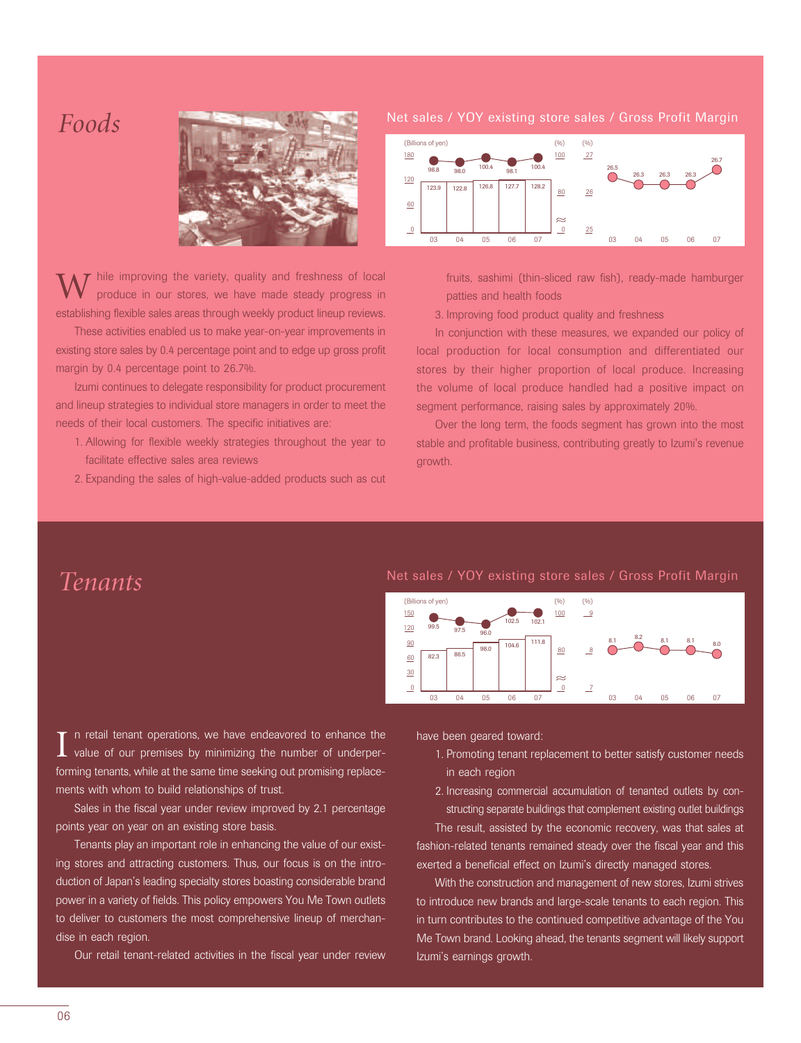# Foods

### Net sales / YOY existing store sales / Gross Profit Margin

| | 03 | 04 | 05 | 06 | 07 |
|---|---|---|---|---|---|
| Net sales (Billions of yen) | 123.9 | 122.8 | 126.8 | 127.7 | 128.2 |
| YOY existing store sales (%) | 98.8 | 98.0 | 100.4 | 98.1 | 100.4 |
| Gross Profit Margin (%) | 26.5 | 26.3 | 26.3 | 26.3 | 26.7 |

While improving the variety, quality and freshness of local produce in our stores, we have made steady progress in establishing flexible sales areas through weekly product lineup reviews.

These activities enabled us to make year-on-year improvements in existing store sales by 0.4 percentage point and to edge up gross profit margin by 0.4 percentage point to 26.7%.

Izumi continues to delegate responsibility for product procurement and lineup strategies to individual store managers in order to meet the needs of their local customers. The specific initiatives are:

1. Allowing for flexible weekly strategies throughout the year to facilitate effective sales area reviews
2. Expanding the sales of high-value-added products such as cut fruits, sashimi (thin-sliced raw fish), ready-made hamburger patties and health foods
3. Improving food product quality and freshness

In conjunction with these measures, we expanded our policy of local production for local consumption and differentiated our stores by their higher proportion of local produce. Increasing the volume of local produce handled had a positive impact on segment performance, raising sales by approximately 20%.

Over the long term, the foods segment has grown into the most stable and profitable business, contributing greatly to Izumi's revenue growth.

# Tenants

### Net sales / YOY existing store sales / Gross Profit Margin

| | 03 | 04 | 05 | 06 | 07 |
|---|---|---|---|---|---|
| Net sales (Billions of yen) | 82.3 | 86.5 | 98.0 | 104.6 | 111.8 |
| YOY existing store sales (%) | 99.5 | 97.5 | 96.0 | 102.5 | 102.1 |
| Gross Profit Margin (%) | 8.1 | 8.2 | 8.1 | 8.1 | 8.0 |

In retail tenant operations, we have endeavored to enhance the value of our premises by minimizing the number of underperforming tenants, while at the same time seeking out promising replacements with whom to build relationships of trust.

Sales in the fiscal year under review improved by 2.1 percentage points year on year on an existing store basis.

Tenants play an important role in enhancing the value of our existing stores and attracting customers. Thus, our focus is on the introduction of Japan's leading specialty stores boasting considerable brand power in a variety of fields. This policy empowers You Me Town outlets to deliver to customers the most comprehensive lineup of merchandise in each region.

Our retail tenant-related activities in the fiscal year under review have been geared toward:

1. Promoting tenant replacement to better satisfy customer needs in each region
2. Increasing commercial accumulation of tenanted outlets by constructing separate buildings that complement existing outlet buildings

The result, assisted by the economic recovery, was that sales at fashion-related tenants remained steady over the fiscal year and this exerted a beneficial effect on Izumi's directly managed stores.

With the construction and management of new stores, Izumi strives to introduce new brands and large-scale tenants to each region. This in turn contributes to the continued competitive advantage of the You Me Town brand. Looking ahead, the tenants segment will likely support Izumi's earnings growth.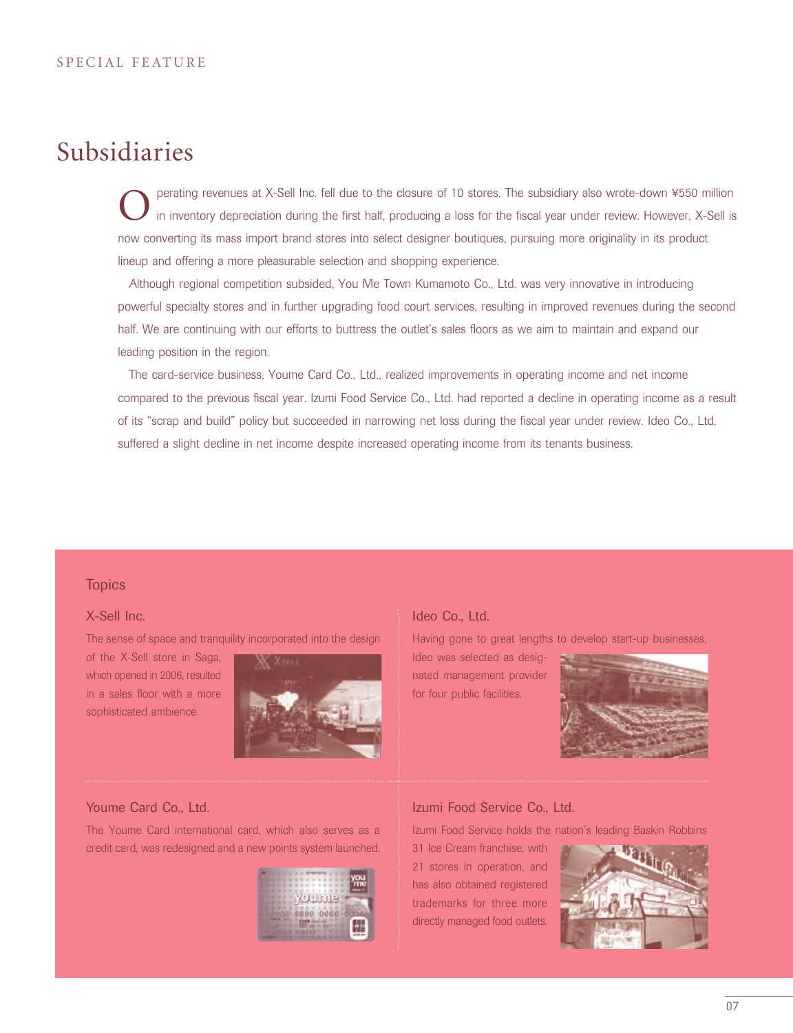SPECIAL FEATURE

# Subsidiaries

Operating revenues at X-Sell Inc. fell due to the closure of 10 stores. The subsidiary also wrote-down ¥550 million in inventory depreciation during the first half, producing a loss for the fiscal year under review. However, X-Sell is now converting its mass import brand stores into select designer boutiques, pursuing more originality in its product lineup and offering a more pleasurable selection and shopping experience.

Although regional competition subsided, You Me Town Kumamoto Co., Ltd. was very innovative in introducing powerful specialty stores and in further upgrading food court services, resulting in improved revenues during the second half. We are continuing with our efforts to buttress the outlet's sales floors as we aim to maintain and expand our leading position in the region.

The card-service business, Youme Card Co., Ltd., realized improvements in operating income and net income compared to the previous fiscal year. Izumi Food Service Co., Ltd. had reported a decline in operating income as a result of its "scrap and build" policy but succeeded in narrowing net loss during the fiscal year under review. Ideo Co., Ltd. suffered a slight decline in net income despite increased operating income from its tenants business.

## Topics

### X-Sell Inc.

The sense of space and tranquility incorporated into the design of the X-Sell store in Saga, which opened in 2006, resulted in a sales floor with a more sophisticated ambience.

### Ideo Co., Ltd.

Having gone to great lengths to develop start-up businesses, Ideo was selected as designated management provider for four public facilities.

### Youme Card Co., Ltd.

The Youme Card international card, which also serves as a credit card, was redesigned and a new points system launched.

### Izumi Food Service Co., Ltd.

Izumi Food Service holds the nation's leading Baskin Robbins 31 Ice Cream franchise, with 21 stores in operation, and has also obtained registered trademarks for three more directly managed food outlets.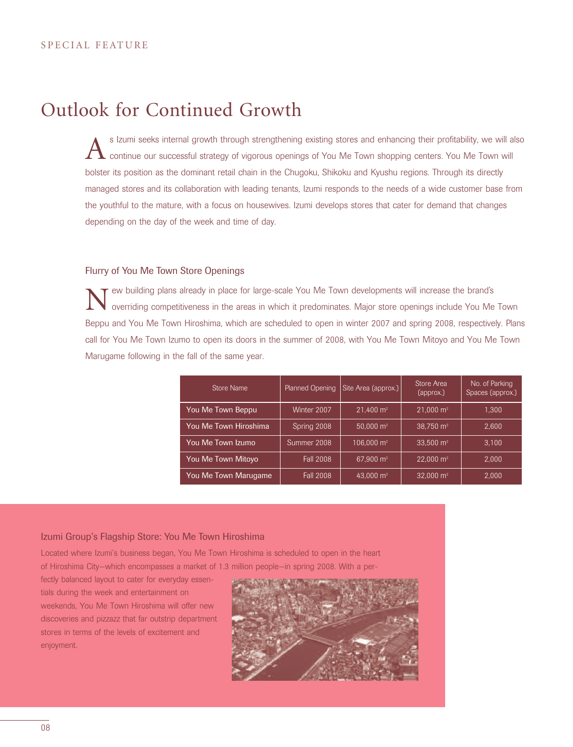SPECIAL FEATURE

# Outlook for Continued Growth

As Izumi seeks internal growth through strengthening existing stores and enhancing their profitability, we will also continue our successful strategy of vigorous openings of You Me Town shopping centers. You Me Town will bolster its position as the dominant retail chain in the Chugoku, Shikoku and Kyushu regions. Through its directly managed stores and its collaboration with leading tenants, Izumi responds to the needs of a wide customer base from the youthful to the mature, with a focus on housewives. Izumi develops stores that cater for demand that changes depending on the day of the week and time of day.

## Flurry of You Me Town Store Openings

New building plans already in place for large-scale You Me Town developments will increase the brand's overriding competitiveness in the areas in which it predominates. Major store openings include You Me Town Beppu and You Me Town Hiroshima, which are scheduled to open in winter 2007 and spring 2008, respectively. Plans call for You Me Town Izumo to open its doors in the summer of 2008, with You Me Town Mitoyo and You Me Town Marugame following in the fall of the same year.

| Store Name | Planned Opening | Site Area (approx.) | Store Area (approx.) | No. of Parking Spaces (approx.) |
|---|---|---|---|---|
| You Me Town Beppu | Winter 2007 | 21,400 m² | 21,000 m² | 1,300 |
| You Me Town Hiroshima | Spring 2008 | 50,000 m² | 38,750 m² | 2,600 |
| You Me Town Izumo | Summer 2008 | 106,000 m² | 33,500 m² | 3,100 |
| You Me Town Mitoyo | Fall 2008 | 67,900 m² | 22,000 m² | 2,000 |
| You Me Town Marugame | Fall 2008 | 43,000 m² | 32,000 m² | 2,000 |

## Izumi Group's Flagship Store: You Me Town Hiroshima

Located where Izumi's business began, You Me Town Hiroshima is scheduled to open in the heart of Hiroshima City—which encompasses a market of 1.3 million people—in spring 2008. With a perfectly balanced layout to cater for everyday essentials during the week and entertainment on weekends, You Me Town Hiroshima will offer new discoveries and pizzazz that far outstrip department stores in terms of the levels of excitement and enjoyment.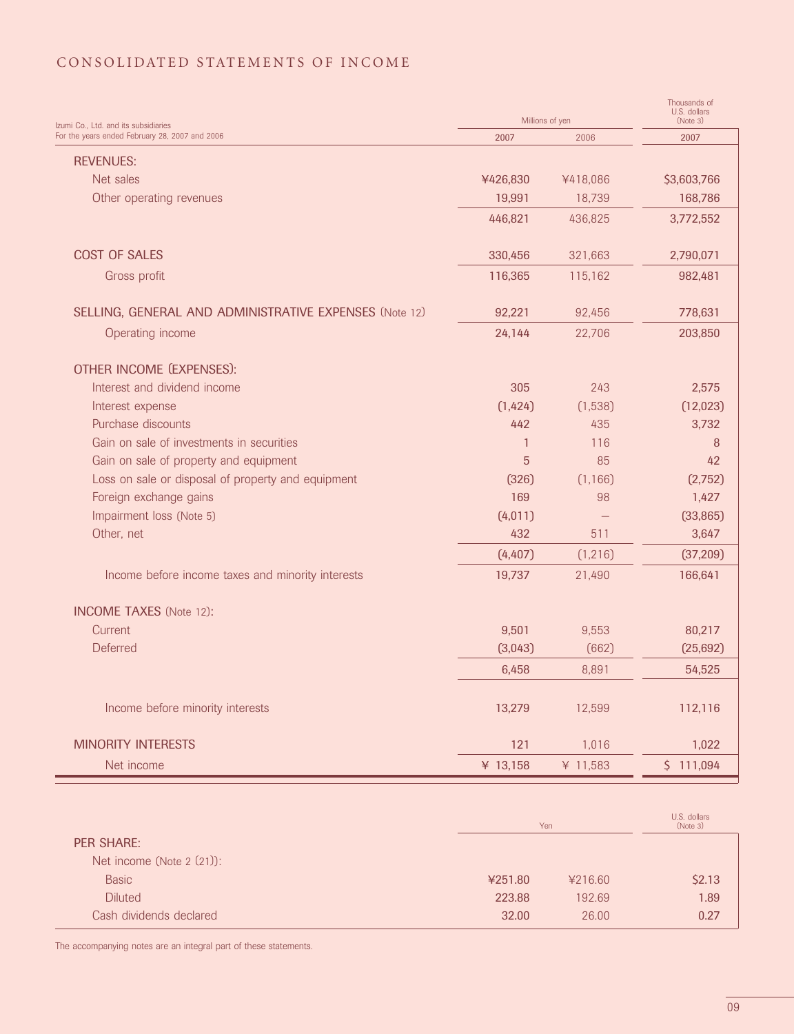# CONSOLIDATED STATEMENTS OF INCOME

Izumi Co., Ltd. and its subsidiaries
For the years ended February 28, 2007 and 2006

| | Millions of yen | | Thousands of U.S. dollars (Note 3) |
|---|---|---|---|
| | 2007 | 2006 | 2007 |
| **REVENUES:** | | | |
| Net sales | ¥426,830 | ¥418,086 | $3,603,766 |
| Other operating revenues | 19,991 | 18,739 | 168,786 |
| | 446,821 | 436,825 | 3,772,552 |
| **COST OF SALES** | 330,456 | 321,663 | 2,790,071 |
| Gross profit | 116,365 | 115,162 | 982,481 |
| **SELLING, GENERAL AND ADMINISTRATIVE EXPENSES** (Note 12) | 92,221 | 92,456 | 778,631 |
| Operating income | 24,144 | 22,706 | 203,850 |
| **OTHER INCOME (EXPENSES):** | | | |
| Interest and dividend income | 305 | 243 | 2,575 |
| Interest expense | (1,424) | (1,538) | (12,023) |
| Purchase discounts | 442 | 435 | 3,732 |
| Gain on sale of investments in securities | 1 | 116 | 8 |
| Gain on sale of property and equipment | 5 | 85 | 42 |
| Loss on sale or disposal of property and equipment | (326) | (1,166) | (2,752) |
| Foreign exchange gains | 169 | 98 | 1,427 |
| Impairment loss (Note 5) | (4,011) | — | (33,865) |
| Other, net | 432 | 511 | 3,647 |
| | (4,407) | (1,216) | (37,209) |
| Income before income taxes and minority interests | 19,737 | 21,490 | 166,641 |
| **INCOME TAXES** (Note 12): | | | |
| Current | 9,501 | 9,553 | 80,217 |
| Deferred | (3,043) | (662) | (25,692) |
| | 6,458 | 8,891 | 54,525 |
| Income before minority interests | 13,279 | 12,599 | 112,116 |
| **MINORITY INTERESTS** | 121 | 1,016 | 1,022 |
| Net income | ¥ 13,158 | ¥ 11,583 | $ 111,094 |

| | Yen | | U.S. dollars (Note 3) |
|---|---|---|---|
| **PER SHARE:** | | | |
| Net income (Note 2 (21)): | | | |
| Basic | ¥251.80 | ¥216.60 | $2.13 |
| Diluted | 223.88 | 192.69 | 1.89 |
| Cash dividends declared | 32.00 | 26.00 | 0.27 |

The accompanying notes are an integral part of these statements.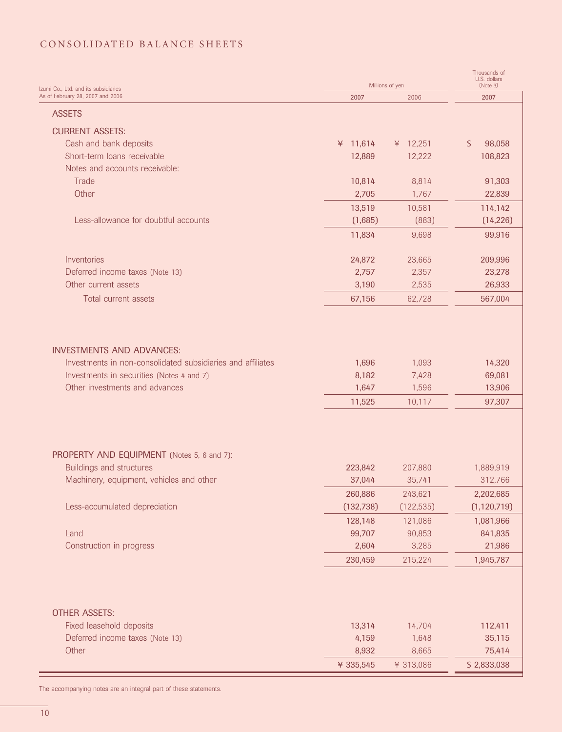# CONSOLIDATED BALANCE SHEETS

Izumi Co., Ltd. and its subsidiaries
As of February 28, 2007 and 2006

| | Millions of yen | | Thousands of U.S. dollars (Note 3) |
|---|---|---|---|
| | 2007 | 2006 | 2007 |
| **ASSETS** | | | |
| **CURRENT ASSETS:** | | | |
| Cash and bank deposits | ¥ 11,614 | ¥ 12,251 | $ 98,058 |
| Short-term loans receivable | 12,889 | 12,222 | 108,823 |
| Notes and accounts receivable: | | | |
| Trade | 10,814 | 8,814 | 91,303 |
| Other | 2,705 | 1,767 | 22,839 |
| | 13,519 | 10,581 | 114,142 |
| Less-allowance for doubtful accounts | (1,685) | (883) | (14,226) |
| | 11,834 | 9,698 | 99,916 |
| Inventories | 24,872 | 23,665 | 209,996 |
| Deferred income taxes (Note 13) | 2,757 | 2,357 | 23,278 |
| Other current assets | 3,190 | 2,535 | 26,933 |
| Total current assets | 67,156 | 62,728 | 567,004 |
| **INVESTMENTS AND ADVANCES:** | | | |
| Investments in non-consolidated subsidiaries and affiliates | 1,696 | 1,093 | 14,320 |
| Investments in securities (Notes 4 and 7) | 8,182 | 7,428 | 69,081 |
| Other investments and advances | 1,647 | 1,596 | 13,906 |
| | 11,525 | 10,117 | 97,307 |
| **PROPERTY AND EQUIPMENT** (Notes 5, 6 and 7): | | | |
| Buildings and structures | 223,842 | 207,880 | 1,889,919 |
| Machinery, equipment, vehicles and other | 37,044 | 35,741 | 312,766 |
| | 260,886 | 243,621 | 2,202,685 |
| Less-accumulated depreciation | (132,738) | (122,535) | (1,120,719) |
| | 128,148 | 121,086 | 1,081,966 |
| Land | 99,707 | 90,853 | 841,835 |
| Construction in progress | 2,604 | 3,285 | 21,986 |
| | 230,459 | 215,224 | 1,945,787 |
| **OTHER ASSETS:** | | | |
| Fixed leasehold deposits | 13,314 | 14,704 | 112,411 |
| Deferred income taxes (Note 13) | 4,159 | 1,648 | 35,115 |
| Other | 8,932 | 8,665 | 75,414 |
| | ¥ 335,545 | ¥ 313,086 | $ 2,833,038 |

The accompanying notes are an integral part of these statements.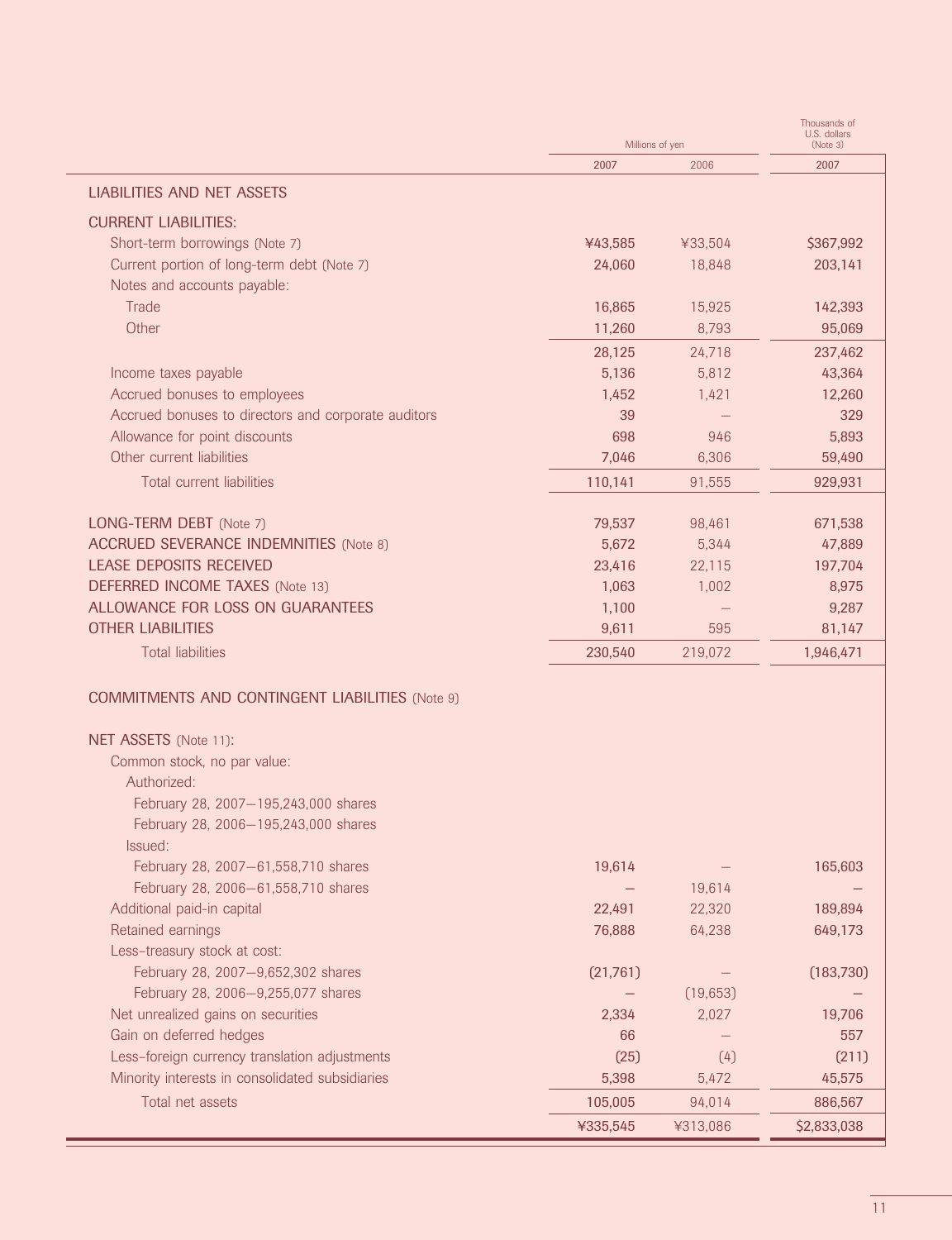| | Millions of yen | | Thousands of U.S. dollars (Note 3) |
|---|---|---|---|
| | 2007 | 2006 | 2007 |
| **LIABILITIES AND NET ASSETS** | | | |
| **CURRENT LIABILITIES:** | | | |
| Short-term borrowings (Note 7) | ¥43,585 | ¥33,504 | $367,992 |
| Current portion of long-term debt (Note 7) | 24,060 | 18,848 | 203,141 |
| Notes and accounts payable: | | | |
| Trade | 16,865 | 15,925 | 142,393 |
| Other | 11,260 | 8,793 | 95,069 |
| | 28,125 | 24,718 | 237,462 |
| Income taxes payable | 5,136 | 5,812 | 43,364 |
| Accrued bonuses to employees | 1,452 | 1,421 | 12,260 |
| Accrued bonuses to directors and corporate auditors | 39 | — | 329 |
| Allowance for point discounts | 698 | 946 | 5,893 |
| Other current liabilities | 7,046 | 6,306 | 59,490 |
| Total current liabilities | 110,141 | 91,555 | 929,931 |
| **LONG-TERM DEBT** (Note 7) | 79,537 | 98,461 | 671,538 |
| **ACCRUED SEVERANCE INDEMNITIES** (Note 8) | 5,672 | 5,344 | 47,889 |
| **LEASE DEPOSITS RECEIVED** | 23,416 | 22,115 | 197,704 |
| **DEFERRED INCOME TAXES** (Note 13) | 1,063 | 1,002 | 8,975 |
| **ALLOWANCE FOR LOSS ON GUARANTEES** | 1,100 | — | 9,287 |
| **OTHER LIABILITIES** | 9,611 | 595 | 81,147 |
| Total liabilities | 230,540 | 219,072 | 1,946,471 |
| **COMMITMENTS AND CONTINGENT LIABILITIES** (Note 9) | | | |
| **NET ASSETS** (Note 11): | | | |
| Common stock, no par value: | | | |
| Authorized: | | | |
| February 28, 2007—195,243,000 shares | | | |
| February 28, 2006—195,243,000 shares | | | |
| Issued: | | | |
| February 28, 2007—61,558,710 shares | 19,614 | — | 165,603 |
| February 28, 2006—61,558,710 shares | — | 19,614 | — |
| Additional paid-in capital | 22,491 | 22,320 | 189,894 |
| Retained earnings | 76,888 | 64,238 | 649,173 |
| Less–treasury stock at cost: | | | |
| February 28, 2007—9,652,302 shares | (21,761) | — | (183,730) |
| February 28, 2006—9,255,077 shares | — | (19,653) | — |
| Net unrealized gains on securities | 2,334 | 2,027 | 19,706 |
| Gain on deferred hedges | 66 | — | 557 |
| Less–foreign currency translation adjustments | (25) | (4) | (211) |
| Minority interests in consolidated subsidiaries | 5,398 | 5,472 | 45,575 |
| Total net assets | 105,005 | 94,014 | 886,567 |
| | ¥335,545 | ¥313,086 | $2,833,038 |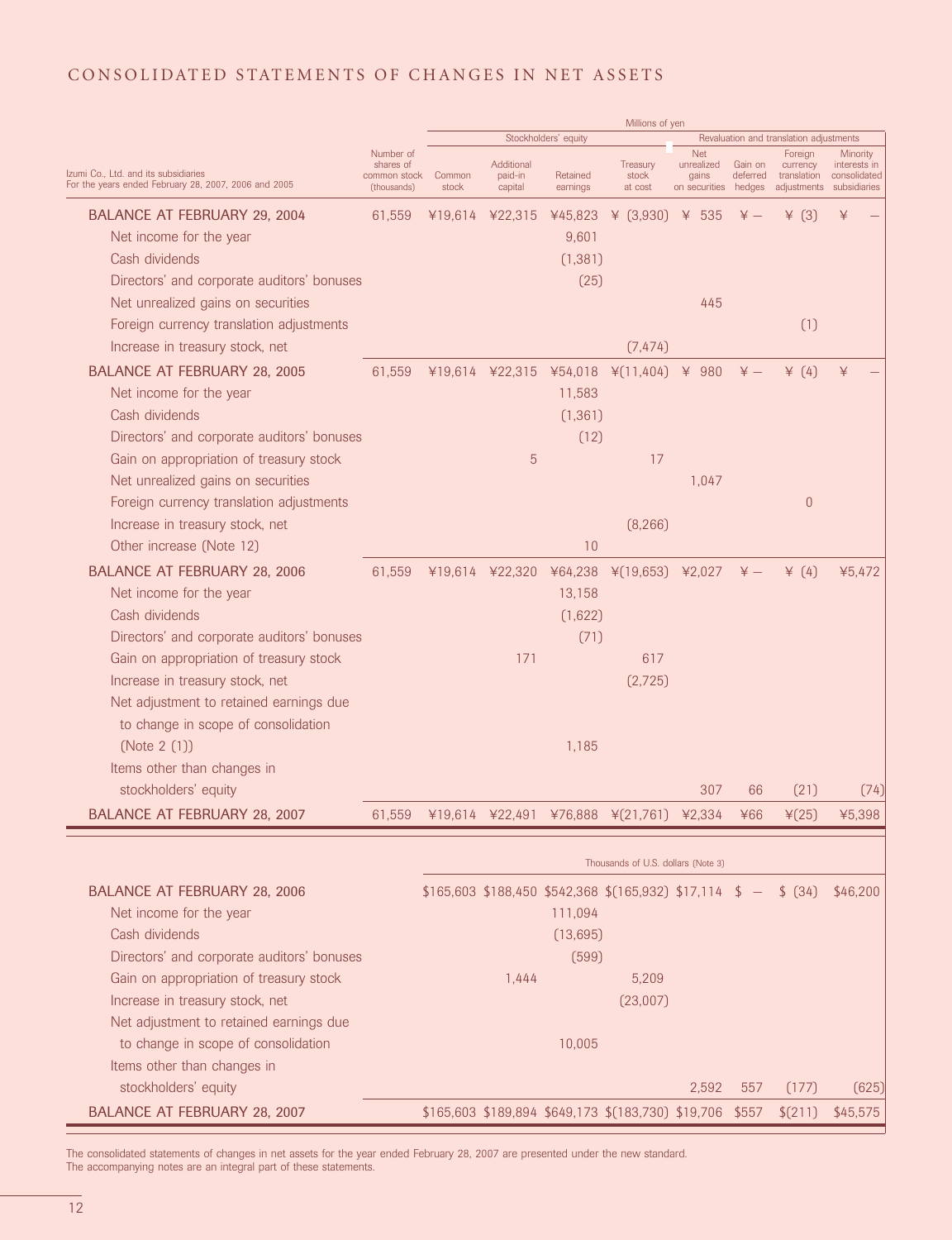# CONSOLIDATED STATEMENTS OF CHANGES IN NET ASSETS

Izumi Co., Ltd. and its subsidiaries
For the years ended February 28, 2007, 2006 and 2005

| | Number of shares of common stock (thousands) | Millions of yen | | | | | | | |
|---|---|---|---|---|---|---|---|---|---|
| | | Stockholders' equity | | | | Revaluation and translation adjustments | | | |
| | | Common stock | Additional paid-in capital | Retained earnings | Treasury stock at cost | Net unrealized gains on securities | Gain on deferred hedges | Foreign currency translation adjustments | Minority interests in consolidated subsidiaries |
| BALANCE AT FEBRUARY 29, 2004 | 61,559 | ¥19,614 | ¥22,315 | ¥45,823 | ¥ (3,930) | ¥ 535 | ¥ — | ¥ (3) | ¥ — |
| Net income for the year | | | | 9,601 | | | | | |
| Cash dividends | | | | (1,381) | | | | | |
| Directors' and corporate auditors' bonuses | | | | (25) | | | | | |
| Net unrealized gains on securities | | | | | | 445 | | | |
| Foreign currency translation adjustments | | | | | | | | (1) | |
| Increase in treasury stock, net | | | | | (7,474) | | | | |
| BALANCE AT FEBRUARY 28, 2005 | 61,559 | ¥19,614 | ¥22,315 | ¥54,018 | ¥(11,404) | ¥ 980 | ¥ — | ¥ (4) | ¥ — |
| Net income for the year | | | | 11,583 | | | | | |
| Cash dividends | | | | (1,361) | | | | | |
| Directors' and corporate auditors' bonuses | | | | (12) | | | | | |
| Gain on appropriation of treasury stock | | | 5 | | 17 | | | | |
| Net unrealized gains on securities | | | | | | 1,047 | | | |
| Foreign currency translation adjustments | | | | | | | | 0 | |
| Increase in treasury stock, net | | | | | (8,266) | | | | |
| Other increase (Note 12) | | | | 10 | | | | | |
| BALANCE AT FEBRUARY 28, 2006 | 61,559 | ¥19,614 | ¥22,320 | ¥64,238 | ¥(19,653) | ¥2,027 | ¥ — | ¥ (4) | ¥5,472 |
| Net income for the year | | | | 13,158 | | | | | |
| Cash dividends | | | | (1,622) | | | | | |
| Directors' and corporate auditors' bonuses | | | | (71) | | | | | |
| Gain on appropriation of treasury stock | | | 171 | | 617 | | | | |
| Increase in treasury stock, net | | | | | (2,725) | | | | |
| Net adjustment to retained earnings due to change in scope of consolidation (Note 2 (1)) | | | | 1,185 | | | | | |
| Items other than changes in stockholders' equity | | | | | | 307 | 66 | (21) | (74) |
| BALANCE AT FEBRUARY 28, 2007 | 61,559 | ¥19,614 | ¥22,491 | ¥76,888 | ¥(21,761) | ¥2,334 | ¥66 | ¥(25) | ¥5,398 |

| | Thousands of U.S. dollars (Note 3) | | | | | | | |
|---|---|---|---|---|---|---|---|---|
| BALANCE AT FEBRUARY 28, 2006 | $165,603 | $188,450 | $542,368 | $(165,932) | $17,114 | $ — | $ (34) | $46,200 |
| Net income for the year | | | 111,094 | | | | | |
| Cash dividends | | | (13,695) | | | | | |
| Directors' and corporate auditors' bonuses | | | (599) | | | | | |
| Gain on appropriation of treasury stock | | 1,444 | | 5,209 | | | | |
| Increase in treasury stock, net | | | | (23,007) | | | | |
| Net adjustment to retained earnings due to change in scope of consolidation | | | 10,005 | | | | | |
| Items other than changes in stockholders' equity | | | | | 2,592 | 557 | (177) | (625) |
| BALANCE AT FEBRUARY 28, 2007 | $165,603 | $189,894 | $649,173 | $(183,730) | $19,706 | $557 | $(211) | $45,575 |

The consolidated statements of changes in net assets for the year ended February 28, 2007 are presented under the new standard.
The accompanying notes are an integral part of these statements.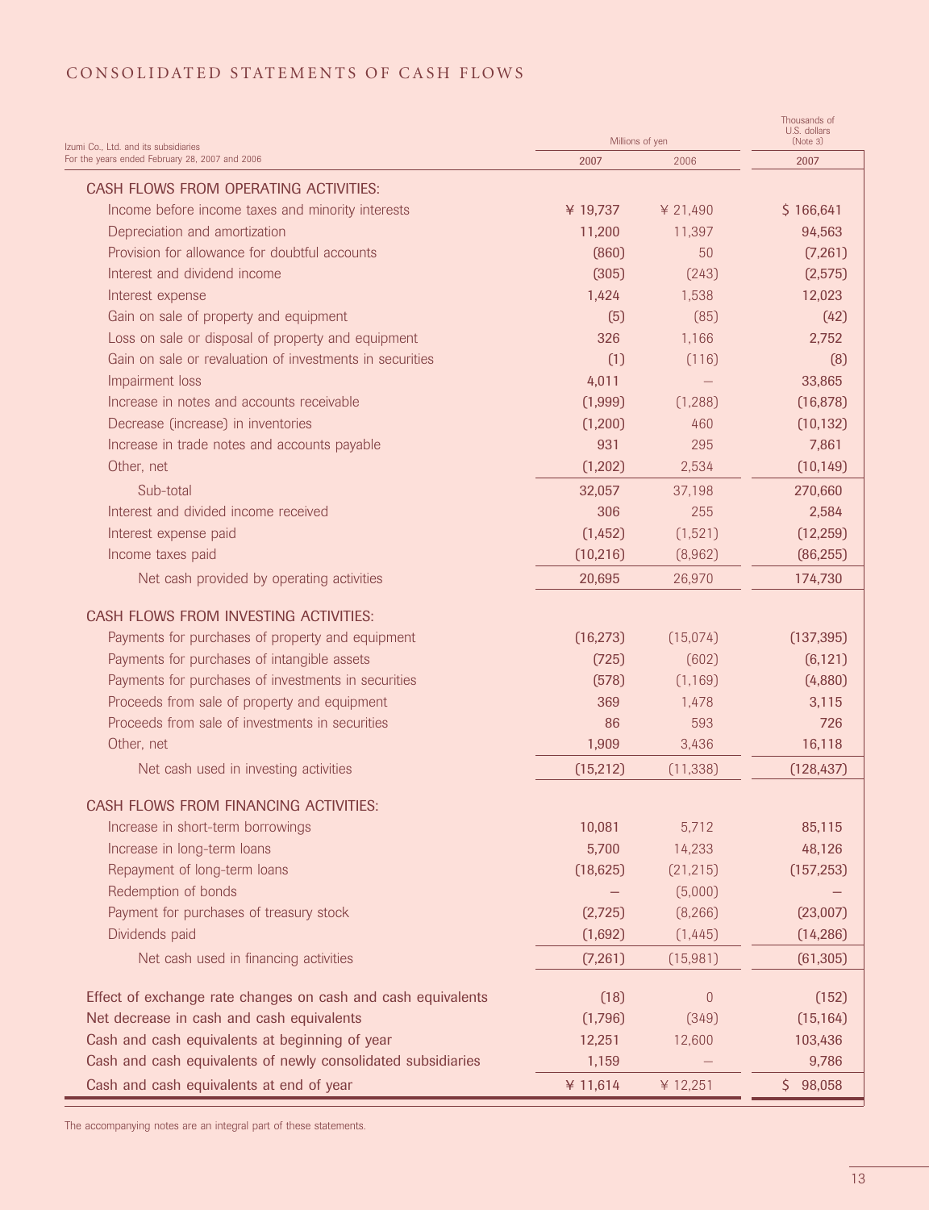# CONSOLIDATED STATEMENTS OF CASH FLOWS

Izumi Co., Ltd. and its subsidiaries
For the years ended February 28, 2007 and 2006

| | Millions of yen | | Thousands of U.S. dollars (Note 3) |
|---|---|---|---|
| | 2007 | 2006 | 2007 |
| **CASH FLOWS FROM OPERATING ACTIVITIES:** | | | |
| Income before income taxes and minority interests | ¥ 19,737 | ¥ 21,490 | $ 166,641 |
| Depreciation and amortization | 11,200 | 11,397 | 94,563 |
| Provision for allowance for doubtful accounts | (860) | 50 | (7,261) |
| Interest and dividend income | (305) | (243) | (2,575) |
| Interest expense | 1,424 | 1,538 | 12,023 |
| Gain on sale of property and equipment | (5) | (85) | (42) |
| Loss on sale or disposal of property and equipment | 326 | 1,166 | 2,752 |
| Gain on sale or revaluation of investments in securities | (1) | (116) | (8) |
| Impairment loss | 4,011 | — | 33,865 |
| Increase in notes and accounts receivable | (1,999) | (1,288) | (16,878) |
| Decrease (increase) in inventories | (1,200) | 460 | (10,132) |
| Increase in trade notes and accounts payable | 931 | 295 | 7,861 |
| Other, net | (1,202) | 2,534 | (10,149) |
| Sub-total | 32,057 | 37,198 | 270,660 |
| Interest and divided income received | 306 | 255 | 2,584 |
| Interest expense paid | (1,452) | (1,521) | (12,259) |
| Income taxes paid | (10,216) | (8,962) | (86,255) |
| Net cash provided by operating activities | 20,695 | 26,970 | 174,730 |
| **CASH FLOWS FROM INVESTING ACTIVITIES:** | | | |
| Payments for purchases of property and equipment | (16,273) | (15,074) | (137,395) |
| Payments for purchases of intangible assets | (725) | (602) | (6,121) |
| Payments for purchases of investments in securities | (578) | (1,169) | (4,880) |
| Proceeds from sale of property and equipment | 369 | 1,478 | 3,115 |
| Proceeds from sale of investments in securities | 86 | 593 | 726 |
| Other, net | 1,909 | 3,436 | 16,118 |
| Net cash used in investing activities | (15,212) | (11,338) | (128,437) |
| **CASH FLOWS FROM FINANCING ACTIVITIES:** | | | |
| Increase in short-term borrowings | 10,081 | 5,712 | 85,115 |
| Increase in long-term loans | 5,700 | 14,233 | 48,126 |
| Repayment of long-term loans | (18,625) | (21,215) | (157,253) |
| Redemption of bonds | — | (5,000) | — |
| Payment for purchases of treasury stock | (2,725) | (8,266) | (23,007) |
| Dividends paid | (1,692) | (1,445) | (14,286) |
| Net cash used in financing activities | (7,261) | (15,981) | (61,305) |
| Effect of exchange rate changes on cash and cash equivalents | (18) | 0 | (152) |
| Net decrease in cash and cash equivalents | (1,796) | (349) | (15,164) |
| Cash and cash equivalents at beginning of year | 12,251 | 12,600 | 103,436 |
| Cash and cash equivalents of newly consolidated subsidiaries | 1,159 | — | 9,786 |
| Cash and cash equivalents at end of year | ¥ 11,614 | ¥ 12,251 | $ 98,058 |

The accompanying notes are an integral part of these statements.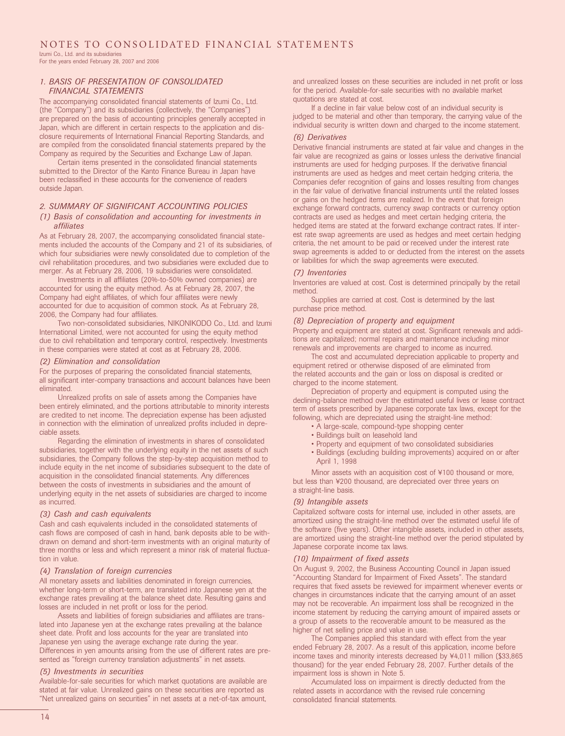# NOTES TO CONSOLIDATED FINANCIAL STATEMENTS

Izumi Co., Ltd. and its subsidiaries
For the years ended February 28, 2007 and 2006

## *1. BASIS OF PRESENTATION OF CONSOLIDATED FINANCIAL STATEMENTS*

The accompanying consolidated financial statements of Izumi Co., Ltd. (the "Company") and its subsidiaries (collectively, the "Companies") are prepared on the basis of accounting principles generally accepted in Japan, which are different in certain respects to the application and disclosure requirements of International Financial Reporting Standards, and are compiled from the consolidated financial statements prepared by the Company as required by the Securities and Exchange Law of Japan.

Certain items presented in the consolidated financial statements submitted to the Director of the Kanto Finance Bureau in Japan have been reclassified in these accounts for the convenience of readers outside Japan.

## *2. SUMMARY OF SIGNIFICANT ACCOUNTING POLICIES*

### *(1) Basis of consolidation and accounting for investments in affiliates*

As at February 28, 2007, the accompanying consolidated financial statements included the accounts of the Company and 21 of its subsidiaries, of which four subsidiaries were newly consolidated due to completion of the civil rehabilitation procedures, and two subsidiaries were excluded due to merger. As at February 28, 2006, 19 subsidiaries were consolidated.

Investments in all affiliates (20%-to-50% owned companies) are accounted for using the equity method. As at February 28, 2007, the Company had eight affiliates, of which four affiliates were newly accounted for due to acquisition of common stock. As at February 28, 2006, the Company had four affiliates.

Two non-consolidated subsidiaries, NIKONIKODO Co., Ltd. and Izumi International Limited, were not accounted for using the equity method due to civil rehabilitation and temporary control, respectively. Investments in these companies were stated at cost as at February 28, 2006.

### *(2) Elimination and consolidation*

For the purposes of preparing the consolidated financial statements, all significant inter-company transactions and account balances have been eliminated.

Unrealized profits on sale of assets among the Companies have been entirely eliminated, and the portions attributable to minority interests are credited to net income. The depreciation expense has been adjusted in connection with the elimination of unrealized profits included in depreciable assets.

Regarding the elimination of investments in shares of consolidated subsidiaries, together with the underlying equity in the net assets of such subsidiaries, the Company follows the step-by-step acquisition method to include equity in the net income of subsidiaries subsequent to the date of acquisition in the consolidated financial statements. Any differences between the costs of investments in subsidiaries and the amount of underlying equity in the net assets of subsidiaries are charged to income as incurred.

### *(3) Cash and cash equivalents*

Cash and cash equivalents included in the consolidated statements of cash flows are composed of cash in hand, bank deposits able to be withdrawn on demand and short-term investments with an original maturity of three months or less and which represent a minor risk of material fluctuation in value.

### *(4) Translation of foreign currencies*

All monetary assets and liabilities denominated in foreign currencies, whether long-term or short-term, are translated into Japanese yen at the exchange rates prevailing at the balance sheet date. Resulting gains and losses are included in net profit or loss for the period.

Assets and liabilities of foreign subsidiaries and affiliates are translated into Japanese yen at the exchange rates prevailing at the balance sheet date. Profit and loss accounts for the year are translated into Japanese yen using the average exchange rate during the year. Differences in yen amounts arising from the use of different rates are presented as "foreign currency translation adjustments" in net assets.

### *(5) Investments in securities*

Available-for-sale securities for which market quotations are available are stated at fair value. Unrealized gains on these securities are reported as "Net unrealized gains on securities" in net assets at a net-of-tax amount, and unrealized losses on these securities are included in net profit or loss for the period. Available-for-sale securities with no available market quotations are stated at cost.

If a decline in fair value below cost of an individual security is judged to be material and other than temporary, the carrying value of the individual security is written down and charged to the income statement.

### *(6) Derivatives*

Derivative financial instruments are stated at fair value and changes in the fair value are recognized as gains or losses unless the derivative financial instruments are used for hedging purposes. If the derivative financial instruments are used as hedges and meet certain hedging criteria, the Companies defer recognition of gains and losses resulting from changes in the fair value of derivative financial instruments until the related losses or gains on the hedged items are realized. In the event that foreign exchange forward contracts, currency swap contracts or currency option contracts are used as hedges and meet certain hedging criteria, the hedged items are stated at the forward exchange contract rates. If interest rate swap agreements are used as hedges and meet certain hedging criteria, the net amount to be paid or received under the interest rate swap agreements is added to or deducted from the interest on the assets or liabilities for which the swap agreements were executed.

### *(7) Inventories*

Inventories are valued at cost. Cost is determined principally by the retail method.

Supplies are carried at cost. Cost is determined by the last purchase price method.

### *(8) Depreciation of property and equipment*

Property and equipment are stated at cost. Significant renewals and additions are capitalized; normal repairs and maintenance including minor renewals and improvements are charged to income as incurred.

The cost and accumulated depreciation applicable to property and equipment retired or otherwise disposed of are eliminated from the related accounts and the gain or loss on disposal is credited or charged to the income statement.

Depreciation of property and equipment is computed using the declining-balance method over the estimated useful lives or lease contract term of assets prescribed by Japanese corporate tax laws, except for the following, which are depreciated using the straight-line method:

- A large-scale, compound-type shopping center
- Buildings built on leasehold land
- Property and equipment of two consolidated subsidiaries
- Buildings (excluding building improvements) acquired on or after April 1, 1998

Minor assets with an acquisition cost of ¥100 thousand or more, but less than ¥200 thousand, are depreciated over three years on a straight-line basis.

### *(9) Intangible assets*

Capitalized software costs for internal use, included in other assets, are amortized using the straight-line method over the estimated useful life of the software (five years). Other intangible assets, included in other assets, are amortized using the straight-line method over the period stipulated by Japanese corporate income tax laws.

### *(10) Impairment of fixed assets*

On August 9, 2002, the Business Accounting Council in Japan issued "Accounting Standard for Impairment of Fixed Assets". The standard requires that fixed assets be reviewed for impairment whenever events or changes in circumstances indicate that the carrying amount of an asset may not be recoverable. An impairment loss shall be recognized in the income statement by reducing the carrying amount of impaired assets or a group of assets to the recoverable amount to be measured as the higher of net selling price and value in use.

The Companies applied this standard with effect from the year ended February 28, 2007. As a result of this application, income before income taxes and minority interests decreased by ¥4,011 million ($33,865 thousand) for the year ended February 28, 2007. Further details of the impairment loss is shown in Note 5.

Accumulated loss on impairment is directly deducted from the related assets in accordance with the revised rule concerning consolidated financial statements.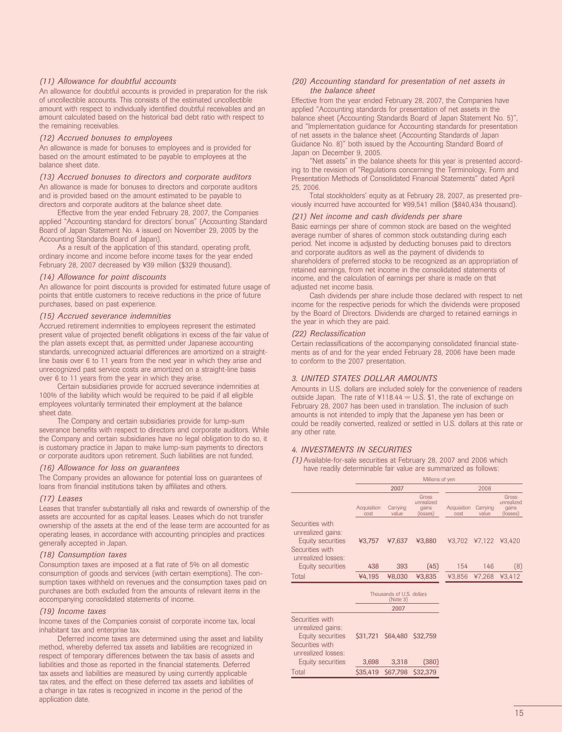### (11) Allowance for doubtful accounts

An allowance for doubtful accounts is provided in preparation for the risk of uncollectible accounts. This consists of the estimated uncollectible amount with respect to individually identified doubtful receivables and an amount calculated based on the historical bad debt ratio with respect to the remaining receivables.

### (12) Accrued bonuses to employees

An allowance is made for bonuses to employees and is provided for based on the amount estimated to be payable to employees at the balance sheet date.

### (13) Accrued bonuses to directors and corporate auditors

An allowance is made for bonuses to directors and corporate auditors and is provided based on the amount estimated to be payable to directors and corporate auditors at the balance sheet date.

Effective from the year ended February 28, 2007, the Companies applied "Accounting standard for directors' bonus" (Accounting Standard Board of Japan Statement No. 4 issued on November 29, 2005 by the Accounting Standards Board of Japan).

As a result of the application of this standard, operating profit, ordinary income and income before income taxes for the year ended February 28, 2007 decreased by ¥39 million ($329 thousand).

### (14) Allowance for point discounts

An allowance for point discounts is provided for estimated future usage of points that entitle customers to receive reductions in the price of future purchases, based on past experience.

### (15) Accrued severance indemnities

Accrued retirement indemnities to employees represent the estimated present value of projected benefit obligations in excess of the fair value of the plan assets except that, as permitted under Japanese accounting standards, unrecognized actuarial differences are amortized on a straight-line basis over 6 to 11 years from the next year in which they arise and unrecognized past service costs are amortized on a straight-line basis over 6 to 11 years from the year in which they arise.

Certain subsidiaries provide for accrued severance indemnities at 100% of the liability which would be required to be paid if all eligible employees voluntarily terminated their employment at the balance sheet date.

The Company and certain subsidiaries provide for lump-sum severance benefits with respect to directors and corporate auditors. While the Company and certain subsidiaries have no legal obligation to do so, it is customary practice in Japan to make lump-sum payments to directors or corporate auditors upon retirement. Such liabilities are not funded.

### (16) Allowance for loss on guarantees

The Company provides an allowance for potential loss on guarantees of loans from financial institutions taken by affiliates and others.

### (17) Leases

Leases that transfer substantially all risks and rewards of ownership of the assets are accounted for as capital leases. Leases which do not transfer ownership of the assets at the end of the lease term are accounted for as operating leases, in accordance with accounting principles and practices generally accepted in Japan.

### (18) Consumption taxes

Consumption taxes are imposed at a flat rate of 5% on all domestic consumption of goods and services (with certain exemptions). The consumption taxes withheld on revenues and the consumption taxes paid on purchases are both excluded from the amounts of relevant items in the accompanying consolidated statements of income.

### (19) Income taxes

Income taxes of the Companies consist of corporate income tax, local inhabitant tax and enterprise tax.

Deferred income taxes are determined using the asset and liability method, whereby deferred tax assets and liabilities are recognized in respect of temporary differences between the tax basis of assets and liabilities and those as reported in the financial statements. Deferred tax assets and liabilities are measured by using currently applicable tax rates, and the effect on these deferred tax assets and liabilities of a change in tax rates is recognized in income in the period of the application date.

### (20) Accounting standard for presentation of net assets in the balance sheet

Effective from the year ended February 28, 2007, the Companies have applied "Accounting standards for presentation of net assets in the balance sheet (Accounting Standards Board of Japan Statement No. 5)", and "Implementation guidance for Accounting standards for presentation of net assets in the balance sheet (Accounting Standards of Japan Guidance No. 8)" both issued by the Accounting Standard Board of Japan on December 9, 2005.

"Net assets" in the balance sheets for this year is presented according to the revision of "Regulations concerning the Terminology, Form and Presentation Methods of Consolidated Financial Statements" dated April 25, 2006.

Total stockholders' equity as at February 28, 2007, as presented previously incurred have accounted for ¥99,541 million ($840,434 thousand).

### (21) Net income and cash dividends per share

Basic earnings per share of common stock are based on the weighted average number of shares of common stock outstanding during each period. Net income is adjusted by deducting bonuses paid to directors and corporate auditors as well as the payment of dividends to shareholders of preferred stocks to be recognized as an appropriation of retained earnings, from net income in the consolidated statements of income, and the calculation of earnings per share is made on that adjusted net income basis.

Cash dividends per share include those declared with respect to net income for the respective periods for which the dividends were proposed by the Board of Directors. Dividends are charged to retained earnings in the year in which they are paid.

### (22) Reclassification

Certain reclassifications of the accompanying consolidated financial statements as of and for the year ended February 28, 2006 have been made to conform to the 2007 presentation.

## 3. UNITED STATES DOLLAR AMOUNTS

Amounts in U.S. dollars are included solely for the convenience of readers outside Japan. The rate of ¥118.44 = U.S. $1, the rate of exchange on February 28, 2007 has been used in translation. The inclusion of such amounts is not intended to imply that the Japanese yen has been or could be readily converted, realized or settled in U.S. dollars at this rate or any other rate.

## 4. INVESTMENTS IN SECURITIES

*(1)* Available-for-sale securities at February 28, 2007 and 2006 which have readily determinable fair value are summarized as follows:

| | Millions of yen | | | | | |
|---|---|---|---|---|---|---|
| | 2007 | | | 2006 | | |
| | Acquisition cost | Carrying value | Gross unrealized gains (losses) | Acquisition cost | Carrying value | Gross unrealized gains (losses) |
| Securities with unrealized gains: | | | | | | |
| Equity securities | ¥3,757 | ¥7,637 | ¥3,880 | ¥3,702 | ¥7,122 | ¥3,420 |
| Securities with unrealized losses: | | | | | | |
| Equity securities | 438 | 393 | (45) | 154 | 146 | (8) |
| Total | ¥4,195 | ¥8,030 | ¥3,835 | ¥3,856 | ¥7,268 | ¥3,412 |

| | Thousands of U.S. dollars (Note 3) | | |
|---|---|---|---|
| | 2007 | | |
| Securities with unrealized gains: | | | |
| Equity securities | $31,721 | $64,480 | $32,759 |
| Securities with unrealized losses: | | | |
| Equity securities | 3,698 | 3,318 | (380) |
| Total | $35,419 | $67,798 | $32,379 |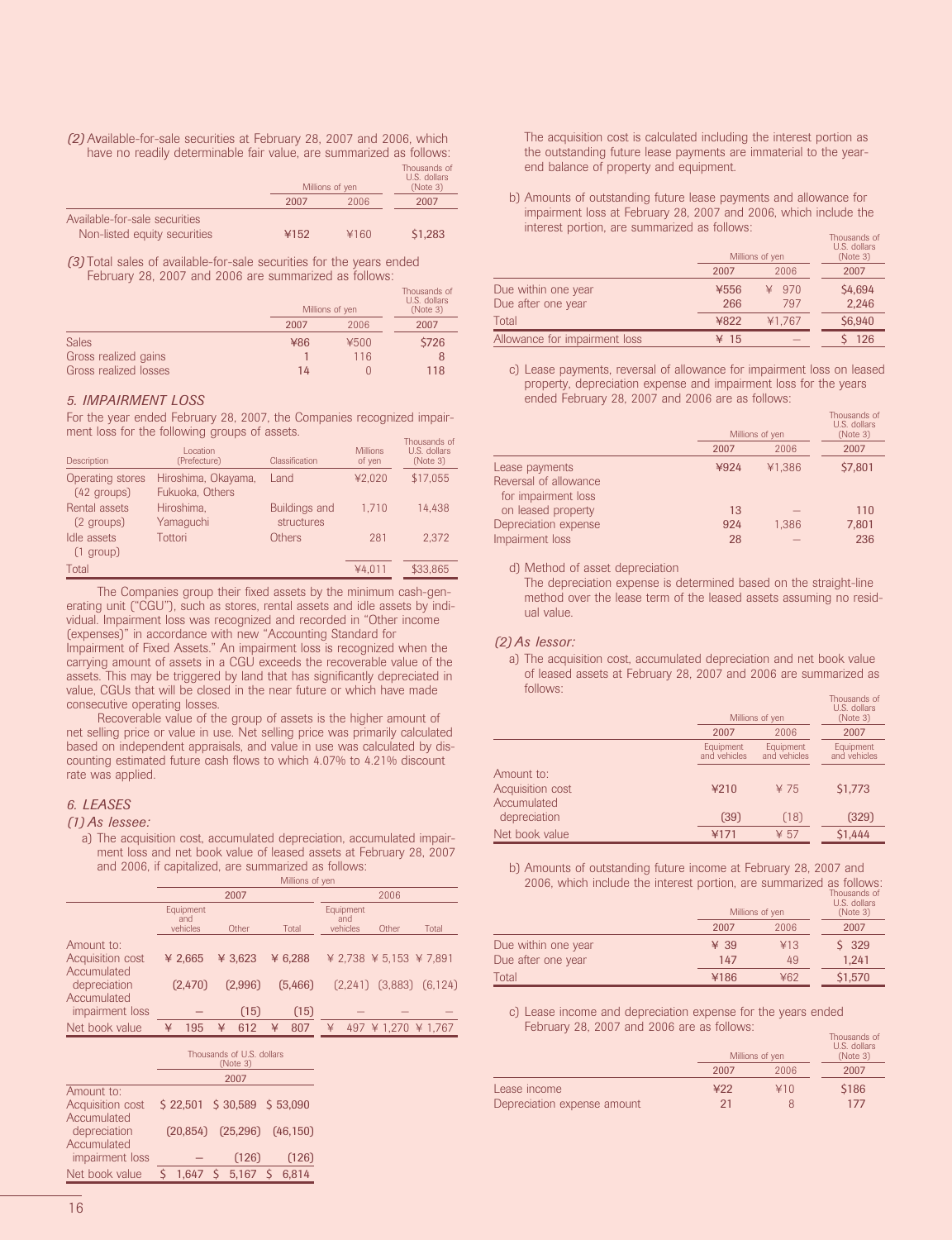*(2)* Available-for-sale securities at February 28, 2007 and 2006, which have no readily determinable fair value, are summarized as follows:

| | Millions of yen | | Thousands of U.S. dollars (Note 3) |
|---|---|---|---|
| | 2007 | 2006 | 2007 |
| Available-for-sale securities | | | |
| Non-listed equity securities | ¥152 | ¥160 | $1,283 |

*(3)* Total sales of available-for-sale securities for the years ended February 28, 2007 and 2006 are summarized as follows:

| | Millions of yen | | Thousands of U.S. dollars (Note 3) |
|---|---|---|---|
| | 2007 | 2006 | 2007 |
| Sales | ¥86 | ¥500 | $726 |
| Gross realized gains | 1 | 116 | 8 |
| Gross realized losses | 14 | 0 | 118 |

### *5. IMPAIRMENT LOSS*

For the year ended February 28, 2007, the Companies recognized impairment loss for the following groups of assets.

| Description | Location (Prefecture) | Classification | Millions of yen | Thousands of U.S. dollars (Note 3) |
|---|---|---|---|---|
| Operating stores (42 groups) | Hiroshima, Okayama, Fukuoka, Others | Land | ¥2,020 | $17,055 |
| Rental assets (2 groups) | Hiroshima, Yamaguchi | Buildings and structures | 1,710 | 14,438 |
| Idle assets (1 group) | Tottori | Others | 281 | 2,372 |
| Total | | | ¥4,011 | $33,865 |

The Companies group their fixed assets by the minimum cash-generating unit ("CGU"), such as stores, rental assets and idle assets by individual. Impairment loss was recognized and recorded in "Other income (expenses)" in accordance with new "Accounting Standard for Impairment of Fixed Assets." An impairment loss is recognized when the carrying amount of assets in a CGU exceeds the recoverable value of the assets. This may be triggered by land that has significantly depreciated in value, CGUs that will be closed in the near future or which have made consecutive operating losses.

Recoverable value of the group of assets is the higher amount of net selling price or value in use. Net selling price was primarily calculated based on independent appraisals, and value in use was calculated by discounting estimated future cash flows to which 4.07% to 4.21% discount rate was applied.

### *6. LEASES*

*(1) As lessee:*

a) The acquisition cost, accumulated depreciation, accumulated impairment loss and net book value of leased assets at February 28, 2007 and 2006, if capitalized, are summarized as follows:

| | Millions of yen | | | | | |
|---|---|---|---|---|---|---|
| | 2007 | | | 2006 | | |
| | Equipment and vehicles | Other | Total | Equipment and vehicles | Other | Total |
| Amount to: | | | | | | |
| Acquisition cost | ¥ 2,665 | ¥ 3,623 | ¥ 6,288 | ¥ 2,738 | ¥ 5,153 | ¥ 7,891 |
| Accumulated depreciation | (2,470) | (2,996) | (5,466) | (2,241) | (3,883) | (6,124) |
| Accumulated impairment loss | — | (15) | (15) | — | — | — |
| Net book value | ¥ 195 | ¥ 612 | ¥ 807 | ¥ 497 | ¥ 1,270 | ¥ 1,767 |

| | Thousands of U.S. dollars (Note 3) | | |
|---|---|---|---|
| | 2007 | | |
| Amount to: | | | |
| Acquisition cost | $ 22,501 | $ 30,589 | $ 53,090 |
| Accumulated depreciation | (20,854) | (25,296) | (46,150) |
| Accumulated impairment loss | — | (126) | (126) |
| Net book value | $ 1,647 | $ 5,167 | $ 6,814 |

The acquisition cost is calculated including the interest portion as the outstanding future lease payments are immaterial to the year-end balance of property and equipment.

b) Amounts of outstanding future lease payments and allowance for impairment loss at February 28, 2007 and 2006, which include the interest portion, are summarized as follows:

| | Millions of yen | | Thousands of U.S. dollars (Note 3) |
|---|---|---|---|
| | 2007 | 2006 | 2007 |
| Due within one year | ¥556 | ¥ 970 | $4,694 |
| Due after one year | 266 | 797 | 2,246 |
| Total | ¥822 | ¥1,767 | $6,940 |
| Allowance for impairment loss | ¥ 15 | — | $ 126 |

c) Lease payments, reversal of allowance for impairment loss on leased property, depreciation expense and impairment loss for the years ended February 28, 2007 and 2006 are as follows:

| | Millions of yen | | Thousands of U.S. dollars (Note 3) |
|---|---|---|---|
| | 2007 | 2006 | 2007 |
| Lease payments | ¥924 | ¥1,386 | $7,801 |
| Reversal of allowance for impairment loss on leased property | 13 | — | 110 |
| Depreciation expense | 924 | 1,386 | 7,801 |
| Impairment loss | 28 | — | 236 |

d) Method of asset depreciation

The depreciation expense is determined based on the straight-line method over the lease term of the leased assets assuming no residual value.

*(2) As lessor:*

a) The acquisition cost, accumulated depreciation and net book value of leased assets at February 28, 2007 and 2006 are summarized as follows:

| | Millions of yen | | Thousands of U.S. dollars (Note 3) |
|---|---|---|---|
| | 2007 | 2006 | 2007 |
| | Equipment and vehicles | Equipment and vehicles | Equipment and vehicles |
| Amount to: | | | |
| Acquisition cost | ¥210 | ¥ 75 | $1,773 |
| Accumulated depreciation | (39) | (18) | (329) |
| Net book value | ¥171 | ¥ 57 | $1,444 |

b) Amounts of outstanding future income at February 28, 2007 and 2006, which include the interest portion, are summarized as follows:

| | Millions of yen | | Thousands of U.S. dollars (Note 3) |
|---|---|---|---|
| | 2007 | 2006 | 2007 |
| Due within one year | ¥ 39 | ¥13 | $ 329 |
| Due after one year | 147 | 49 | 1,241 |
| Total | ¥186 | ¥62 | $1,570 |

c) Lease income and depreciation expense for the years ended February 28, 2007 and 2006 are as follows:

| | Millions of yen | | Thousands of U.S. dollars (Note 3) |
|---|---|---|---|
| | 2007 | 2006 | 2007 |
| Lease income | ¥22 | ¥10 | $186 |
| Depreciation expense amount | 21 | 8 | 177 |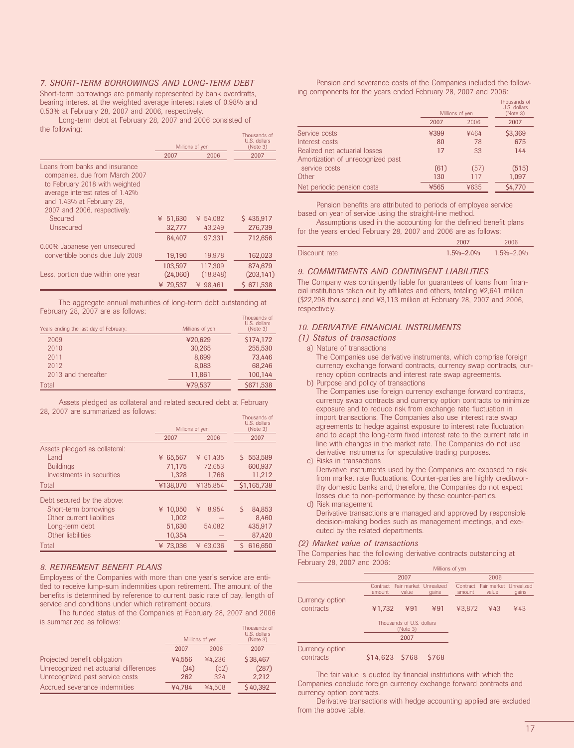## 7. SHORT-TERM BORROWINGS AND LONG-TERM DEBT

Short-term borrowings are primarily represented by bank overdrafts, bearing interest at the weighted average interest rates of 0.98% and 0.53% at February 28, 2007 and 2006, respectively.

Long-term debt at February 28, 2007 and 2006 consisted of the following:

| | Millions of yen | | Thousands of U.S. dollars (Note 3) |
|---|---|---|---|
| | 2007 | 2006 | 2007 |
| Loans from banks and insurance companies, due from March 2007 to February 2018 with weighted average interest rates of 1.42% and 1.43% at February 28, 2007 and 2006, respectively. | | | |
| Secured | ¥ 51,630 | ¥ 54,082 | $ 435,917 |
| Unsecured | 32,777 | 43,249 | 276,739 |
| | 84,407 | 97,331 | 712,656 |
| 0.00% Japanese yen unsecured convertible bonds due July 2009 | 19,190 | 19,978 | 162,023 |
| | 103,597 | 117,309 | 874,679 |
| Less, portion due within one year | (24,060) | (18,848) | (203,141) |
| | ¥ 79,537 | ¥ 98,461 | $ 671,538 |

The aggregate annual maturities of long-term debt outstanding at February 28, 2007 are as follows:

| Years ending the last day of February: | Millions of yen | Thousands of U.S. dollars (Note 3) |
|---|---|---|
| 2009 | ¥20,629 | $174,172 |
| 2010 | 30,265 | 255,530 |
| 2011 | 8,699 | 73,446 |
| 2012 | 8,083 | 68,246 |
| 2013 and thereafter | 11,861 | 100,144 |
| Total | ¥79,537 | $671,538 |

Assets pledged as collateral and related secured debt at February 28, 2007 are summarized as follows:

| | Millions of yen | | Thousands of U.S. dollars (Note 3) |
|---|---|---|---|
| | 2007 | 2006 | 2007 |
| Assets pledged as collateral: | | | |
| Land | ¥ 65,567 | ¥ 61,435 | $ 553,589 |
| Buildings | 71,175 | 72,653 | 600,937 |
| Investments in securities | 1,328 | 1,766 | 11,212 |
| Total | ¥138,070 | ¥135,854 | $1,165,738 |
| Debt secured by the above: | | | |
| Short-term borrowings | ¥ 10,050 | ¥ 8,954 | $ 84,853 |
| Other current liabilities | 1,002 | — | 8,460 |
| Long-term debt | 51,630 | 54,082 | 435,917 |
| Other liabilities | 10,354 | — | 87,420 |
| Total | ¥ 73,036 | ¥ 63,036 | $ 616,650 |

## 8. RETIREMENT BENEFIT PLANS

Employees of the Companies with more than one year's service are entitled to receive lump-sum indemnities upon retirement. The amount of the benefits is determined by reference to current basic rate of pay, length of service and conditions under which retirement occurs.

The funded status of the Companies at February 28, 2007 and 2006 is summarized as follows:

| | Millions of yen | | Thousands of U.S. dollars (Note 3) |
|---|---|---|---|
| | 2007 | 2006 | 2007 |
| Projected benefit obligation | ¥4,556 | ¥4,236 | $38,467 |
| Unrecognized net actuarial differences | (34) | (52) | (287) |
| Unrecognized past service costs | 262 | 324 | 2,212 |
| Accrued severance indemnities | ¥4,784 | ¥4,508 | $40,392 |

Pension and severance costs of the Companies included the following components for the years ended February 28, 2007 and 2006:

| | Millions of yen | | Thousands of U.S. dollars (Note 3) |
|---|---|---|---|
| | 2007 | 2006 | 2007 |
| Service costs | ¥399 | ¥464 | $3,369 |
| Interest costs | 80 | 78 | 675 |
| Realized net actuarial losses | 17 | 33 | 144 |
| Amortization of unrecognized past service costs | (61) | (57) | (515) |
| Other | 130 | 117 | 1,097 |
| Net periodic pension costs | ¥565 | ¥635 | $4,770 |

Pension benefits are attributed to periods of employee service based on year of service using the straight-line method.

Assumptions used in the accounting for the defined benefit plans for the years ended February 28, 2007 and 2006 are as follows:

| | 2007 | 2006 |
|---|---|---|
| Discount rate | 1.5%–2.0% | 1.5%–2.0% |

## 9. COMMITMENTS AND CONTINGENT LIABILITIES

The Company was contingently liable for guarantees of loans from financial institutions taken out by affiliates and others, totaling ¥2,641 million ($22,298 thousand) and ¥3,113 million at February 28, 2007 and 2006, respectively.

## 10. DERIVATIVE FINANCIAL INSTRUMENTS

### (1) Status of transactions

a) Nature of transactions

The Companies use derivative instruments, which comprise foreign currency exchange forward contracts, currency swap contracts, currency option contracts and interest rate swap agreements.

b) Purpose and policy of transactions

The Companies use foreign currency exchange forward contracts, currency swap contracts and currency option contracts to minimize exposure and to reduce risk from exchange rate fluctuation in import transactions. The Companies also use interest rate swap agreements to hedge against exposure to interest rate fluctuation and to adapt the long-term fixed interest rate to the current rate in line with changes in the market rate. The Companies do not use derivative instruments for speculative trading purposes.

c) Risks in transactions

Derivative instruments used by the Companies are exposed to risk from market rate fluctuations. Counter-parties are highly creditworthy domestic banks and, therefore, the Companies do not expect losses due to non-performance by these counter-parties.

d) Risk management

Derivative transactions are managed and approved by responsible decision-making bodies such as management meetings, and executed by the related departments.

### (2) Market value of transactions

The Companies had the following derivative contracts outstanding at February 28, 2007 and 2006:

| | Millions of yen | | | | | |
|---|---|---|---|---|---|---|
| | 2007 | | | 2006 | | |
| | Contract amount | Fair market value | Unrealized gains | Contract amount | Fair market value | Unrealized gains |
| Currency option contracts | ¥1,732 | ¥91 | ¥91 | ¥3,872 | ¥43 | ¥43 |

| | Thousands of U.S. dollars (Note 3) | | |
|---|---|---|---|
| | 2007 | | |
| Currency option contracts | $14,623 | $768 | $768 |

The fair value is quoted by financial institutions with which the Companies conclude foreign currency exchange forward contracts and currency option contracts.

Derivative transactions with hedge accounting applied are excluded from the above table.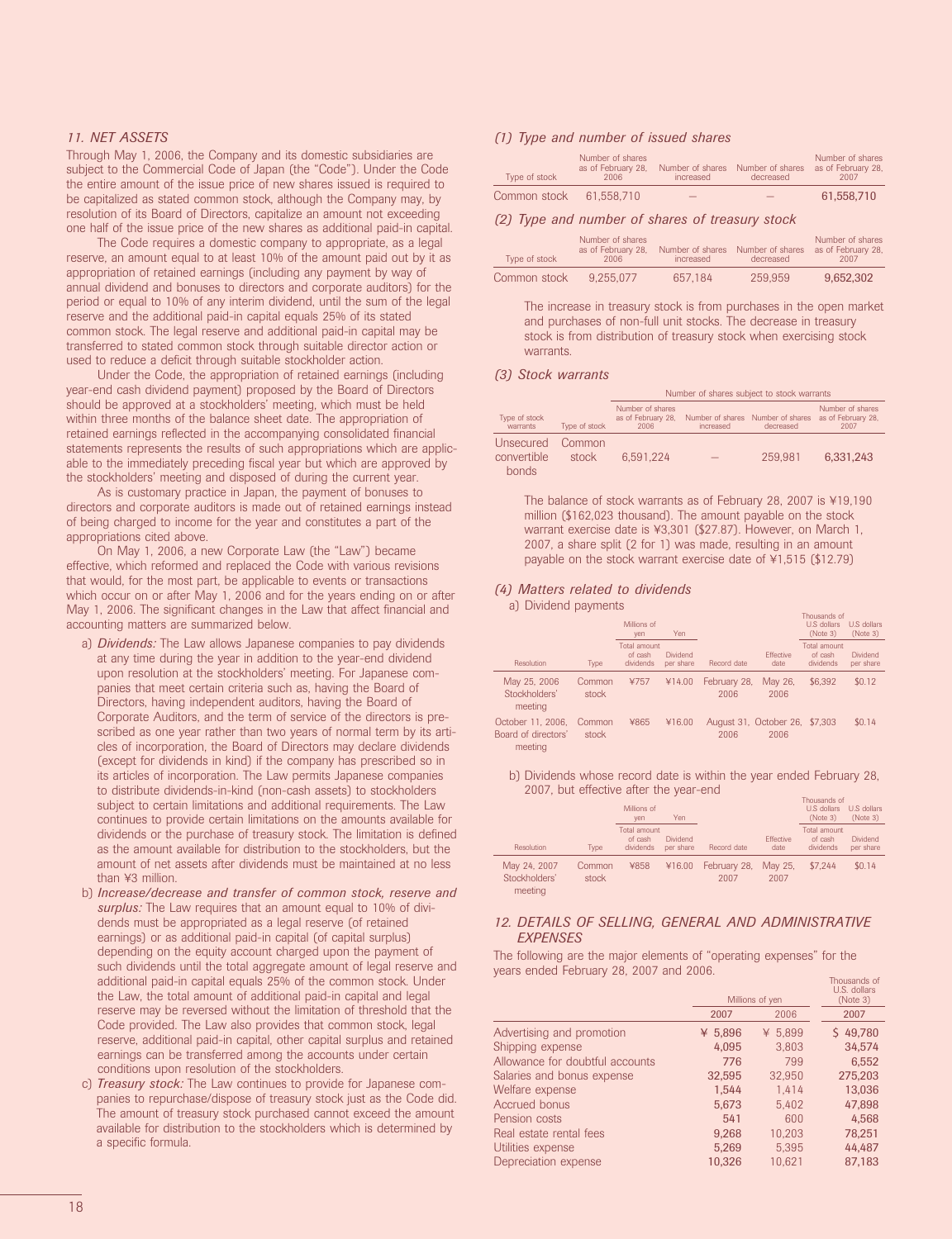## *11. NET ASSETS*

Through May 1, 2006, the Company and its domestic subsidiaries are subject to the Commercial Code of Japan (the "Code"). Under the Code the entire amount of the issue price of new shares issued is required to be capitalized as stated common stock, although the Company may, by resolution of its Board of Directors, capitalize an amount not exceeding one half of the issue price of the new shares as additional paid-in capital.

The Code requires a domestic company to appropriate, as a legal reserve, an amount equal to at least 10% of the amount paid out by it as appropriation of retained earnings (including any payment by way of annual dividend and bonuses to directors and corporate auditors) for the period or equal to 10% of any interim dividend, until the sum of the legal reserve and the additional paid-in capital equals 25% of its stated common stock. The legal reserve and additional paid-in capital may be transferred to stated common stock through suitable director action or used to reduce a deficit through suitable stockholder action.

Under the Code, the appropriation of retained earnings (including year-end cash dividend payment) proposed by the Board of Directors should be approved at a stockholders' meeting, which must be held within three months of the balance sheet date. The appropriation of retained earnings reflected in the accompanying consolidated financial statements represents the results of such appropriations which are applicable to the immediately preceding fiscal year but which are approved by the stockholders' meeting and disposed of during the current year.

As is customary practice in Japan, the payment of bonuses to directors and corporate auditors is made out of retained earnings instead of being charged to income for the year and constitutes a part of the appropriations cited above.

On May 1, 2006, a new Corporate Law (the "Law") became effective, which reformed and replaced the Code with various revisions that would, for the most part, be applicable to events or transactions which occur on or after May 1, 2006 and for the years ending on or after May 1, 2006. The significant changes in the Law that affect financial and accounting matters are summarized below.

a) *Dividends:* The Law allows Japanese companies to pay dividends at any time during the year in addition to the year-end dividend upon resolution at the stockholders' meeting. For Japanese companies that meet certain criteria such as, having the Board of Directors, having independent auditors, having the Board of Corporate Auditors, and the term of service of the directors is prescribed as one year rather than two years of normal term by its articles of incorporation, the Board of Directors may declare dividends (except for dividends in kind) if the company has prescribed so in its articles of incorporation. The Law permits Japanese companies to distribute dividends-in-kind (non-cash assets) to stockholders subject to certain limitations and additional requirements. The Law continues to provide certain limitations on the amounts available for dividends or the purchase of treasury stock. The limitation is defined as the amount available for distribution to the stockholders, but the amount of net assets after dividends must be maintained at no less than ¥3 million.

b) *Increase/decrease and transfer of common stock, reserve and surplus:* The Law requires that an amount equal to 10% of dividends must be appropriated as a legal reserve (of retained earnings) or as additional paid-in capital (of capital surplus) depending on the equity account charged upon the payment of such dividends until the total aggregate amount of legal reserve and additional paid-in capital equals 25% of the common stock. Under the Law, the total amount of additional paid-in capital and legal reserve may be reversed without the limitation of threshold that the Code provided. The Law also provides that common stock, legal reserve, additional paid-in capital, other capital surplus and retained earnings can be transferred among the accounts under certain conditions upon resolution of the stockholders.

c) *Treasury stock:* The Law continues to provide for Japanese companies to repurchase/dispose of treasury stock just as the Code did. The amount of treasury stock purchased cannot exceed the amount available for distribution to the stockholders which is determined by a specific formula.

### *(1) Type and number of issued shares*

| Type of stock | Number of shares as of February 28, 2006 | Number of shares increased | Number of shares decreased | Number of shares as of February 28, 2007 |
|---|---|---|---|---|
| Common stock | 61,558,710 | — | — | 61,558,710 |

### *(2) Type and number of shares of treasury stock*

| Type of stock | Number of shares as of February 28, 2006 | Number of shares increased | Number of shares decreased | Number of shares as of February 28, 2007 |
|---|---|---|---|---|
| Common stock | 9,255,077 | 657,184 | 259,959 | 9,652,302 |

The increase in treasury stock is from purchases in the open market and purchases of non-full unit stocks. The decrease in treasury stock is from distribution of treasury stock when exercising stock warrants.

### *(3) Stock warrants*

| | | Number of shares subject to stock warrants | | | |
|---|---|---|---|---|---|
| Type of stock warrants | Type of stock | Number of shares as of February 28, 2006 | Number of shares increased | Number of shares decreased | Number of shares as of February 28, 2007 |
| Unsecured convertible bonds | Common stock | 6,591,224 | — | 259,981 | 6,331,243 |

The balance of stock warrants as of February 28, 2007 is ¥19,190 million ($162,023 thousand). The amount payable on the stock warrant exercise date is ¥3,301 ($27.87). However, on March 1, 2007, a share split (2 for 1) was made, resulting in an amount payable on the stock warrant exercise date of ¥1,515 ($12.79)

### *(4) Matters related to dividends*

a) Dividend payments

| | | Millions of yen | Yen | | | Thousands of U.S. dollars (Note 3) | U.S. dollars (Note 3) |
|---|---|---|---|---|---|---|---|
| Resolution | Type | Total amount of cash dividends | Dividend per share | Record date | Effective date | Total amount of cash dividends | Dividend per share |
| May 25, 2006 Stockholders' meeting | Common stock | ¥757 | ¥14.00 | February 28, 2006 | May 26, 2006 | $6,392 | $0.12 |
| October 11, 2006, Board of directors' meeting | Common stock | ¥865 | ¥16.00 | August 31, 2006 | October 26, 2006 | $7,303 | $0.14 |

b) Dividends whose record date is within the year ended February 28, 2007, but effective after the year-end

| | | Millions of yen | Yen | | | Thousands of U.S. dollars (Note 3) | U.S. dollars (Note 3) |
|---|---|---|---|---|---|---|---|
| Resolution | Type | Total amount of cash dividends | Dividend per share | Record date | Effective date | Total amount of cash dividends | Dividend per share |
| May 24, 2007 Stockholders' meeting | Common stock | ¥858 | ¥16.00 | February 28, 2007 | May 25, 2007 | $7,244 | $0.14 |

## *12. DETAILS OF SELLING, GENERAL AND ADMINISTRATIVE EXPENSES*

The following are the major elements of "operating expenses" for the years ended February 28, 2007 and 2006.

| | Millions of yen | | Thousands of U.S. dollars (Note 3) |
|---|---|---|---|
| | 2007 | 2006 | 2007 |
| Advertising and promotion | ¥ 5,896 | ¥ 5,899 | $ 49,780 |
| Shipping expense | 4,095 | 3,803 | 34,574 |
| Allowance for doubtful accounts | 776 | 799 | 6,552 |
| Salaries and bonus expense | 32,595 | 32,950 | 275,203 |
| Welfare expense | 1,544 | 1,414 | 13,036 |
| Accrued bonus | 5,673 | 5,402 | 47,898 |
| Pension costs | 541 | 600 | 4,568 |
| Real estate rental fees | 9,268 | 10,203 | 78,251 |
| Utilities expense | 5,269 | 5,395 | 44,487 |
| Depreciation expense | 10,326 | 10,621 | 87,183 |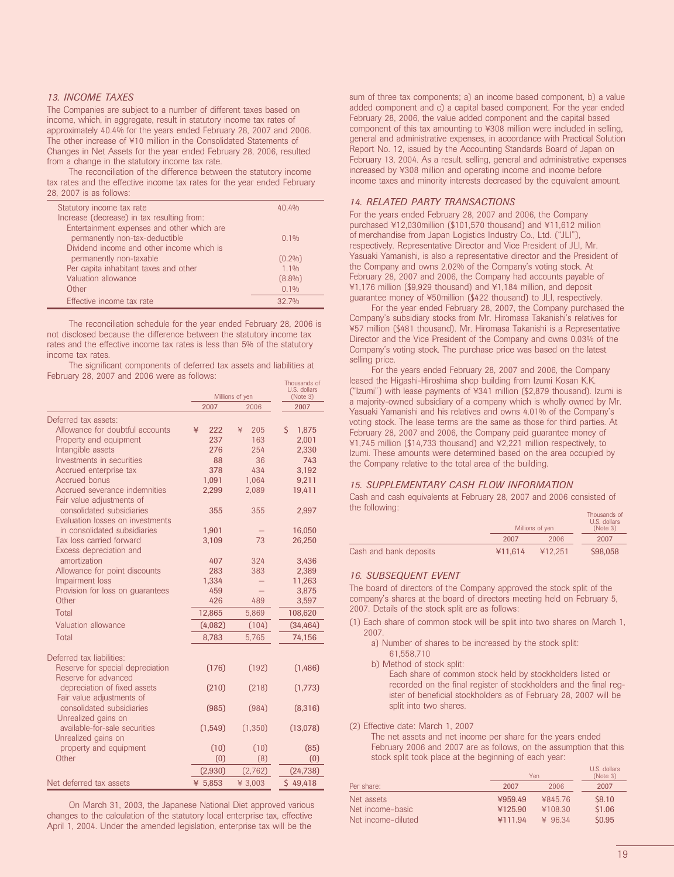### 13. INCOME TAXES

The Companies are subject to a number of different taxes based on income, which, in aggregate, result in statutory income tax rates of approximately 40.4% for the years ended February 28, 2007 and 2006. The other increase of ¥10 million in the Consolidated Statements of Changes in Net Assets for the year ended February 28, 2006, resulted from a change in the statutory income tax rate.

The reconciliation of the difference between the statutory income tax rates and the effective income tax rates for the year ended February 28, 2007 is as follows:

| | |
|---|---|
| Statutory income tax rate | 40.4% |
| Increase (decrease) in tax resulting from: | |
| Entertainment expenses and other which are permanently non-tax-deductible | 0.1% |
| Dividend income and other income which is permanently non-taxable | (0.2%) |
| Per capita inhabitant taxes and other | 1.1% |
| Valuation allowance | (8.8%) |
| Other | 0.1% |
| Effective income tax rate | 32.7% |

The reconciliation schedule for the year ended February 28, 2006 is not disclosed because the difference between the statutory income tax rates and the effective income tax rates is less than 5% of the statutory income tax rates.

The significant components of deferred tax assets and liabilities at February 28, 2007 and 2006 were as follows:

| | Millions of yen | | Thousands of U.S. dollars (Note 3) |
|---|---|---|---|
| | 2007 | 2006 | 2007 |
| Deferred tax assets: | | | |
| Allowance for doubtful accounts | ¥ 222 | ¥ 205 | $ 1,875 |
| Property and equipment | 237 | 163 | 2,001 |
| Intangible assets | 276 | 254 | 2,330 |
| Investments in securities | 88 | 36 | 743 |
| Accrued enterprise tax | 378 | 434 | 3,192 |
| Accrued bonus | 1,091 | 1,064 | 9,211 |
| Accrued severance indemnities | 2,299 | 2,089 | 19,411 |
| Fair value adjustments of consolidated subsidiaries | 355 | 355 | 2,997 |
| Evaluation losses on investments in consolidated subsidiaries | 1,901 | — | 16,050 |
| Tax loss carried forward | 3,109 | 73 | 26,250 |
| Excess depreciation and amortization | 407 | 324 | 3,436 |
| Allowance for point discounts | 283 | 383 | 2,389 |
| Impairment loss | 1,334 | — | 11,263 |
| Provision for loss on guarantees | 459 | — | 3,875 |
| Other | 426 | 489 | 3,597 |
| Total | 12,865 | 5,869 | 108,620 |
| Valuation allowance | (4,082) | (104) | (34,464) |
| Total | 8,783 | 5,765 | 74,156 |
| Deferred tax liabilities: | | | |
| Reserve for special depreciation | (176) | (192) | (1,486) |
| Reserve for advanced depreciation of fixed assets | (210) | (218) | (1,773) |
| Fair value adjustments of consolidated subsidiaries | (985) | (984) | (8,316) |
| Unrealized gains on available-for-sale securities | (1,549) | (1,350) | (13,078) |
| Unrealized gains on property and equipment | (10) | (10) | (85) |
| Other | (0) | (8) | (0) |
| | (2,930) | (2,762) | (24,738) |
| Net deferred tax assets | ¥ 5,853 | ¥ 3,003 | $ 49,418 |

On March 31, 2003, the Japanese National Diet approved various changes to the calculation of the statutory local enterprise tax, effective April 1, 2004. Under the amended legislation, enterprise tax will be the sum of three tax components; a) an income based component, b) a value added component and c) a capital based component. For the year ended February 28, 2006, the value added component and the capital based component of this tax amounting to ¥308 million were included in selling, general and administrative expenses, in accordance with Practical Solution Report No. 12, issued by the Accounting Standards Board of Japan on February 13, 2004. As a result, selling, general and administrative expenses increased by ¥308 million and operating income and income before income taxes and minority interests decreased by the equivalent amount.

### 14. RELATED PARTY TRANSACTIONS

For the years ended February 28, 2007 and 2006, the Company purchased ¥12,030million ($101,570 thousand) and ¥11,612 million of merchandise from Japan Logistics Industry Co., Ltd. ("JLI"), respectively. Representative Director and Vice President of JLI, Mr. Yasuaki Yamanishi, is also a representative director and the President of the Company and owns 2.02% of the Company's voting stock. At February 28, 2007 and 2006, the Company had accounts payable of ¥1,176 million ($9,929 thousand) and ¥1,184 million, and deposit guarantee money of ¥50million ($422 thousand) to JLI, respectively.

For the year ended February 28, 2007, the Company purchased the Company's subsidiary stocks from Mr. Hiromasa Takanishi's relatives for ¥57 million ($481 thousand). Mr. Hiromasa Takanishi is a Representative Director and the Vice President of the Company and owns 0.03% of the Company's voting stock. The purchase price was based on the latest selling price.

For the years ended February 28, 2007 and 2006, the Company leased the Higashi-Hiroshima shop building from Izumi Kosan K.K. ("Izumi") with lease payments of ¥341 million ($2,879 thousand). Izumi is a majority-owned subsidiary of a company which is wholly owned by Mr. Yasuaki Yamanishi and his relatives and owns 4.01% of the Company's voting stock. The lease terms are the same as those for third parties. At February 28, 2007 and 2006, the Company paid guarantee money of ¥1,745 million ($14,733 thousand) and ¥2,221 million respectively, to Izumi. These amounts were determined based on the area occupied by the Company relative to the total area of the building.

### 15. SUPPLEMENTARY CASH FLOW INFORMATION

Cash and cash equivalents at February 28, 2007 and 2006 consisted of the following:

| | Millions of yen | | Thousands of U.S. dollars (Note 3) |
|---|---|---|---|
| | 2007 | 2006 | 2007 |
| Cash and bank deposits | ¥11,614 | ¥12,251 | $98,058 |

### 16. SUBSEQUENT EVENT

The board of directors of the Company approved the stock split of the company's shares at the board of directors meeting held on February 5, 2007. Details of the stock split are as follows:

(1) Each share of common stock will be split into two shares on March 1, 2007.
   a) Number of shares to be increased by the stock split: 61,558,710
   b) Method of stock split:
      Each share of common stock held by stockholders listed or recorded on the final register of stockholders and the final register of beneficial stockholders as of February 28, 2007 will be split into two shares.

(2) Effective date: March 1, 2007
   The net assets and net income per share for the years ended February 2006 and 2007 are as follows, on the assumption that this stock split took place at the beginning of each year:

| | Yen | | U.S. dollars (Note 3) |
|---|---|---|---|
| Per share: | 2007 | 2006 | 2007 |
| Net assets | ¥959.49 | ¥845.76 | $8.10 |
| Net income–basic | ¥125.90 | ¥108.30 | $1.06 |
| Net income–diluted | ¥111.94 | ¥ 96.34 | $0.95 |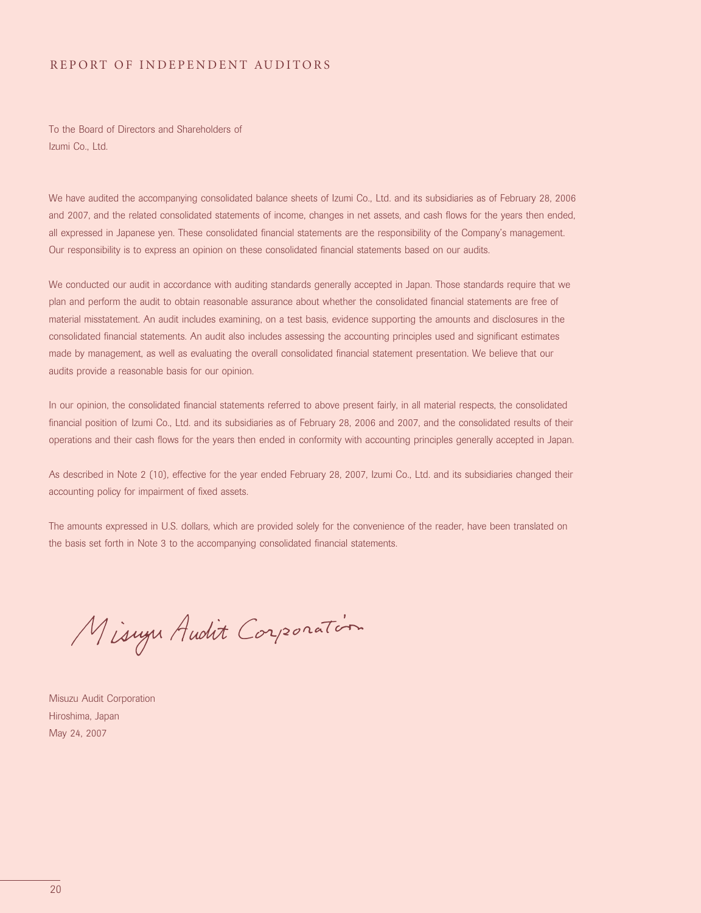# REPORT OF INDEPENDENT AUDITORS

To the Board of Directors and Shareholders of
Izumi Co., Ltd.

We have audited the accompanying consolidated balance sheets of Izumi Co., Ltd. and its subsidiaries as of February 28, 2006 and 2007, and the related consolidated statements of income, changes in net assets, and cash flows for the years then ended, all expressed in Japanese yen. These consolidated financial statements are the responsibility of the Company's management. Our responsibility is to express an opinion on these consolidated financial statements based on our audits.

We conducted our audit in accordance with auditing standards generally accepted in Japan. Those standards require that we plan and perform the audit to obtain reasonable assurance about whether the consolidated financial statements are free of material misstatement. An audit includes examining, on a test basis, evidence supporting the amounts and disclosures in the consolidated financial statements. An audit also includes assessing the accounting principles used and significant estimates made by management, as well as evaluating the overall consolidated financial statement presentation. We believe that our audits provide a reasonable basis for our opinion.

In our opinion, the consolidated financial statements referred to above present fairly, in all material respects, the consolidated financial position of Izumi Co., Ltd. and its subsidiaries as of February 28, 2006 and 2007, and the consolidated results of their operations and their cash flows for the years then ended in conformity with accounting principles generally accepted in Japan.

As described in Note 2 (10), effective for the year ended February 28, 2007, Izumi Co., Ltd. and its subsidiaries changed their accounting policy for impairment of fixed assets.

The amounts expressed in U.S. dollars, which are provided solely for the convenience of the reader, have been translated on the basis set forth in Note 3 to the accompanying consolidated financial statements.

*Misuzu Audit Corporation*

Misuzu Audit Corporation
Hiroshima, Japan
May 24, 2007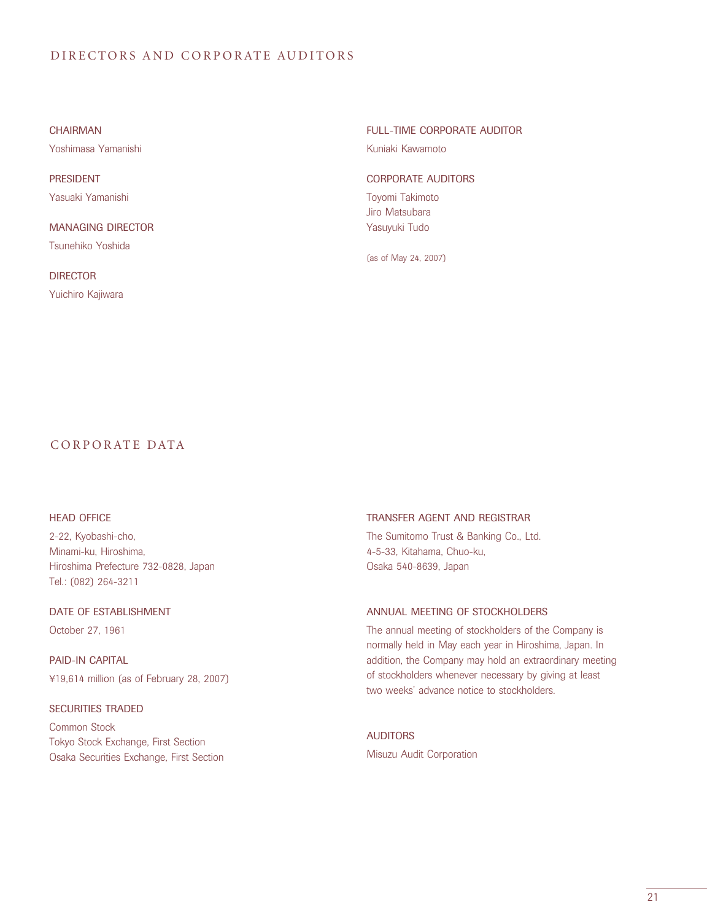# DIRECTORS AND CORPORATE AUDITORS

**CHAIRMAN**
Yoshimasa Yamanishi

**PRESIDENT**
Yasuaki Yamanishi

**MANAGING DIRECTOR**
Tsunehiko Yoshida

**DIRECTOR**
Yuichiro Kajiwara

**FULL-TIME CORPORATE AUDITOR**
Kuniaki Kawamoto

**CORPORATE AUDITORS**
Toyomi Takimoto
Jiro Matsubara
Yasuyuki Tudo

(as of May 24, 2007)

# CORPORATE DATA

**HEAD OFFICE**
2-22, Kyobashi-cho,
Minami-ku, Hiroshima,
Hiroshima Prefecture 732-0828, Japan
Tel.: (082) 264-3211

**DATE OF ESTABLISHMENT**
October 27, 1961

**PAID-IN CAPITAL**
¥19,614 million (as of February 28, 2007)

**SECURITIES TRADED**
Common Stock
Tokyo Stock Exchange, First Section
Osaka Securities Exchange, First Section

**TRANSFER AGENT AND REGISTRAR**
The Sumitomo Trust & Banking Co., Ltd.
4-5-33, Kitahama, Chuo-ku,
Osaka 540-8639, Japan

**ANNUAL MEETING OF STOCKHOLDERS**
The annual meeting of stockholders of the Company is normally held in May each year in Hiroshima, Japan. In addition, the Company may hold an extraordinary meeting of stockholders whenever necessary by giving at least two weeks' advance notice to stockholders.

**AUDITORS**
Misuzu Audit Corporation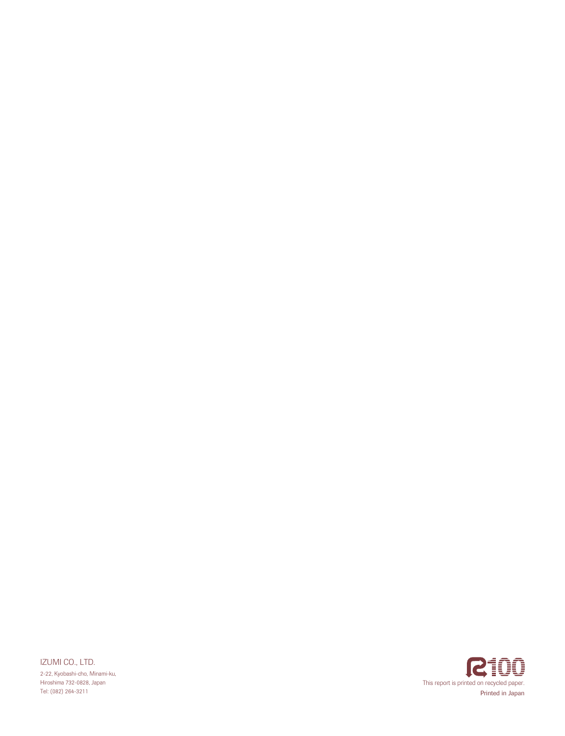IZUMI CO., LTD.

2-22, Kyobashi-cho, Minami-ku,
Hiroshima 732-0828, Japan
Tel: (082) 264-3211

R100

This report is printed on recycled paper.

Printed in Japan